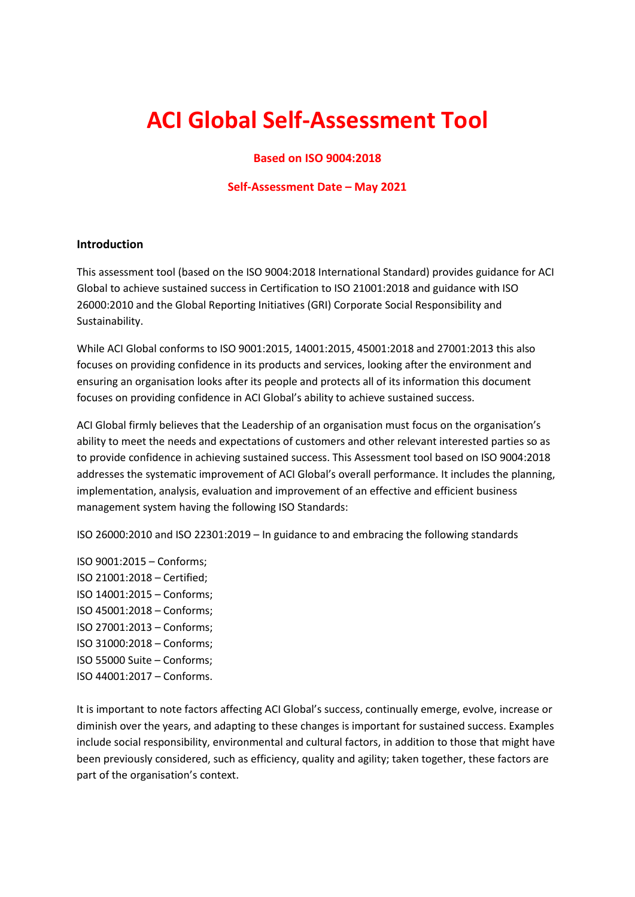# ACI Global Self-Assessment Tool

**Based on ISO 9004:2018**

**Self-Assessment Date – May 2021**

## Introduction

This assessment tool (based on the ISO 9004:2018 International Standard) provides guidance for ACI Global to achieve sustained success in Certification to ISO 21001:2018 and guidance with ISO 26000:2010 and the Global Reporting Initiatives (GRI) Corporate Social Responsibility and Sustainability.

While ACI Global conforms to ISO 9001:2015, 14001:2015, 45001:2018 and 27001:2013 this also focuses on providing confidence in its products and services, looking after the environment and ensuring an organisation looks after its people and protects all of its information this document focuses on providing confidence in ACI Global's ability to achieve sustained success.

ACI Global firmly believes that the Leadership of an organisation must focus on the organisation's ability to meet the needs and expectations of customers and other relevant interested parties so as to provide confidence in achieving sustained success. This Assessment tool based on ISO 9004:2018 addresses the systematic improvement of ACI Global's overall performance. It includes the planning, implementation, analysis, evaluation and improvement of an effective and efficient business management system having the following ISO Standards:

ISO 26000:2010 and ISO 22301:2019 – In guidance to and embracing the following standards

ISO 9001:2015 – Conforms;
ISO 21001:2018 – Certified;
ISO 14001:2015 – Conforms;
ISO 45001:2018 – Conforms;
ISO 27001:2013 – Conforms;
ISO 31000:2018 – Conforms;
ISO 55000 Suite – Conforms;
ISO 44001:2017 – Conforms.

It is important to note factors affecting ACI Global's success, continually emerge, evolve, increase or diminish over the years, and adapting to these changes is important for sustained success. Examples include social responsibility, environmental and cultural factors, in addition to those that might have been previously considered, such as efficiency, quality and agility; taken together, these factors are part of the organisation's context.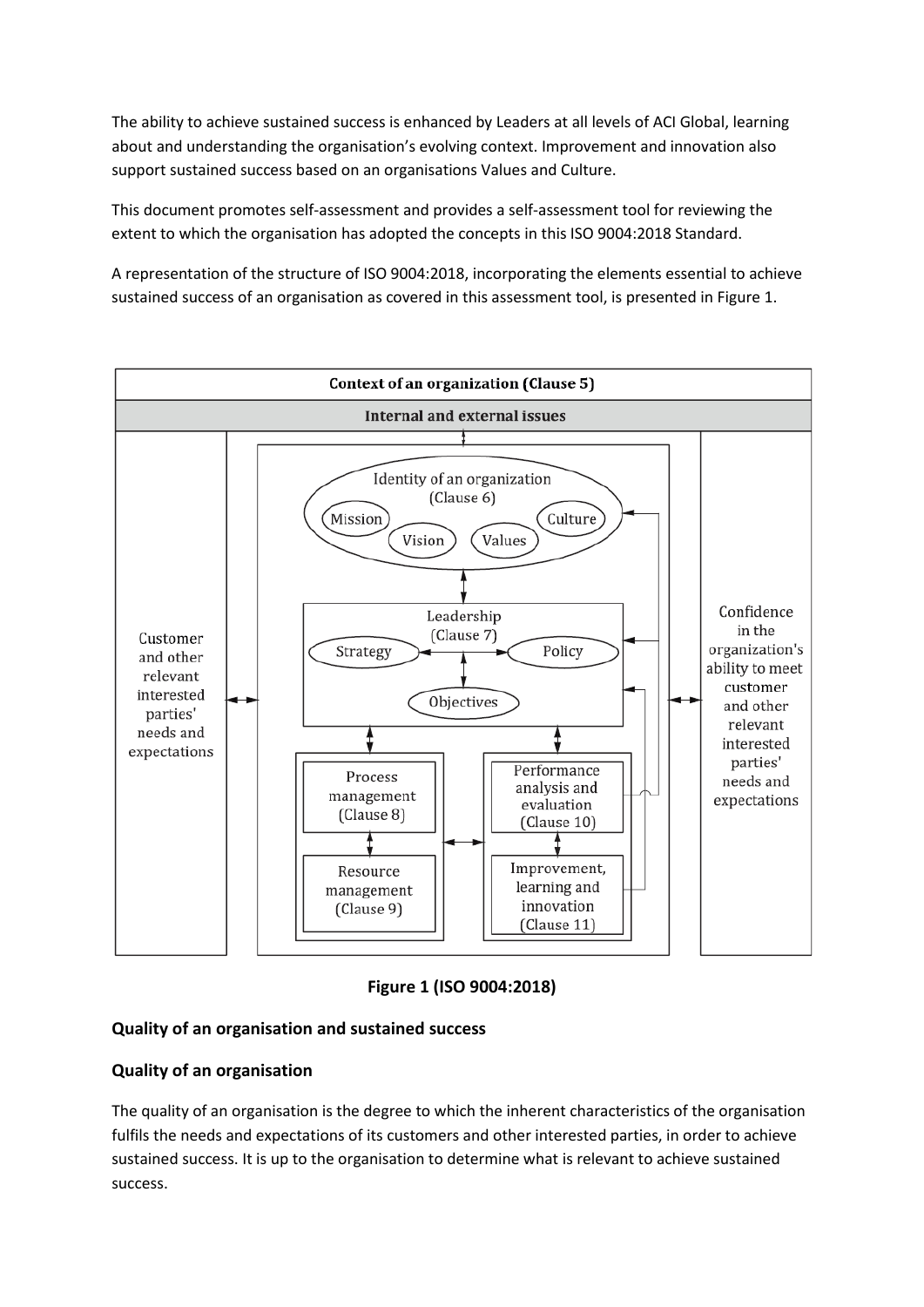The ability to achieve sustained success is enhanced by Leaders at all levels of ACI Global, learning about and understanding the organisation's evolving context. Improvement and innovation also support sustained success based on an organisations Values and Culture.

This document promotes self-assessment and provides a self-assessment tool for reviewing the extent to which the organisation has adopted the concepts in this ISO 9004:2018 Standard.

A representation of the structure of ISO 9004:2018, incorporating the elements essential to achieve sustained success of an organisation as covered in this assessment tool, is presented in Figure 1.

**Figure 1 (ISO 9004:2018)**

### Quality of an organisation and sustained success

### Quality of an organisation

The quality of an organisation is the degree to which the inherent characteristics of the organisation fulfils the needs and expectations of its customers and other interested parties, in order to achieve sustained success. It is up to the organisation to determine what is relevant to achieve sustained success.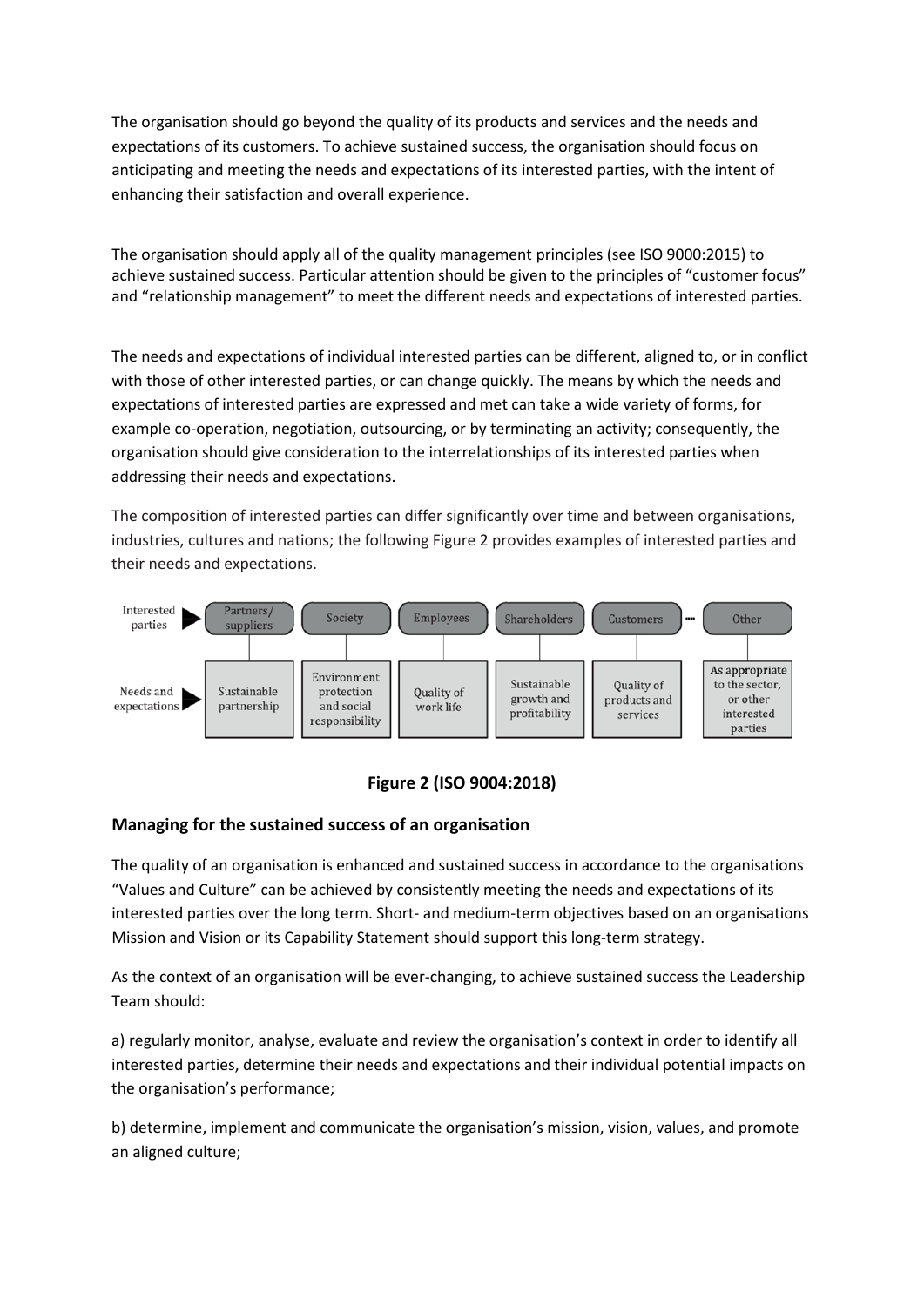The organisation should go beyond the quality of its products and services and the needs and expectations of its customers. To achieve sustained success, the organisation should focus on anticipating and meeting the needs and expectations of its interested parties, with the intent of enhancing their satisfaction and overall experience.

The organisation should apply all of the quality management principles (see ISO 9000:2015) to achieve sustained success. Particular attention should be given to the principles of "customer focus" and "relationship management" to meet the different needs and expectations of interested parties.

The needs and expectations of individual interested parties can be different, aligned to, or in conflict with those of other interested parties, or can change quickly. The means by which the needs and expectations of interested parties are expressed and met can take a wide variety of forms, for example co-operation, negotiation, outsourcing, or by terminating an activity; consequently, the organisation should give consideration to the interrelationships of its interested parties when addressing their needs and expectations.

The composition of interested parties can differ significantly over time and between organisations, industries, cultures and nations; the following Figure 2 provides examples of interested parties and their needs and expectations.

| Interested parties | Partners/ suppliers | Society | Employees | Shareholders | Customers | ... | Other |
|---|---|---|---|---|---|---|---|
| Needs and expectations | Sustainable partnership | Environment protection and social responsibility | Quality of work life | Sustainable growth and profitability | Quality of products and services | | As appropriate to the sector, or other interested parties |

**Figure 2 (ISO 9004:2018)**

### Managing for the sustained success of an organisation

The quality of an organisation is enhanced and sustained success in accordance to the organisations "Values and Culture" can be achieved by consistently meeting the needs and expectations of its interested parties over the long term. Short- and medium-term objectives based on an organisations Mission and Vision or its Capability Statement should support this long-term strategy.

As the context of an organisation will be ever-changing, to achieve sustained success the Leadership Team should:

a) regularly monitor, analyse, evaluate and review the organisation's context in order to identify all interested parties, determine their needs and expectations and their individual potential impacts on the organisation's performance;

b) determine, implement and communicate the organisation's mission, vision, values, and promote an aligned culture;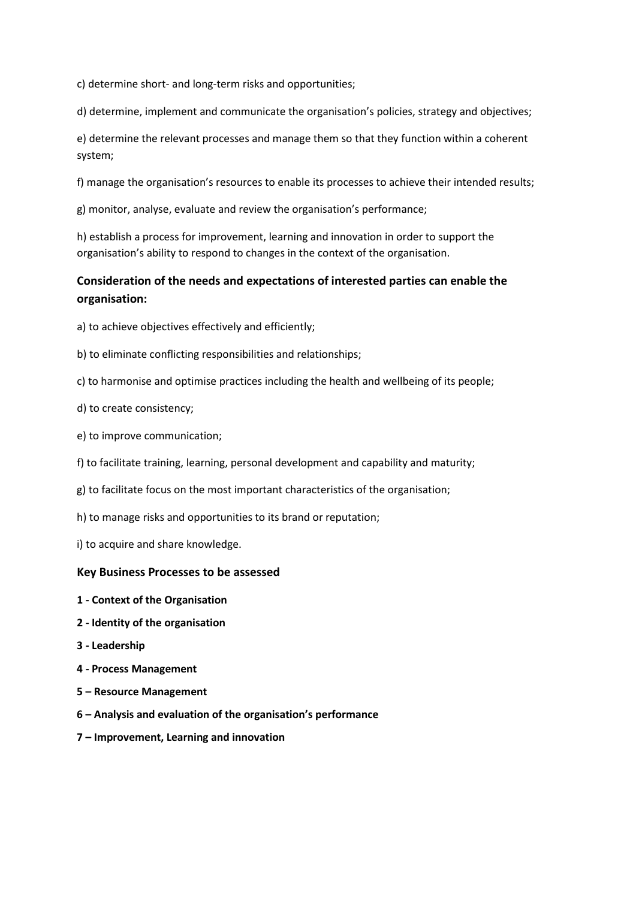c) determine short- and long-term risks and opportunities;

d) determine, implement and communicate the organisation's policies, strategy and objectives;

e) determine the relevant processes and manage them so that they function within a coherent system;

f) manage the organisation's resources to enable its processes to achieve their intended results;

g) monitor, analyse, evaluate and review the organisation's performance;

h) establish a process for improvement, learning and innovation in order to support the organisation's ability to respond to changes in the context of the organisation.

### Consideration of the needs and expectations of interested parties can enable the organisation:

a) to achieve objectives effectively and efficiently;

b) to eliminate conflicting responsibilities and relationships;

c) to harmonise and optimise practices including the health and wellbeing of its people;

d) to create consistency;

e) to improve communication;

f) to facilitate training, learning, personal development and capability and maturity;

g) to facilitate focus on the most important characteristics of the organisation;

h) to manage risks and opportunities to its brand or reputation;

i) to acquire and share knowledge.

### Key Business Processes to be assessed

**1 - Context of the Organisation**

**2 - Identity of the organisation**

**3 - Leadership**

**4 - Process Management**

**5 – Resource Management**

**6 – Analysis and evaluation of the organisation's performance**

**7 – Improvement, Learning and innovation**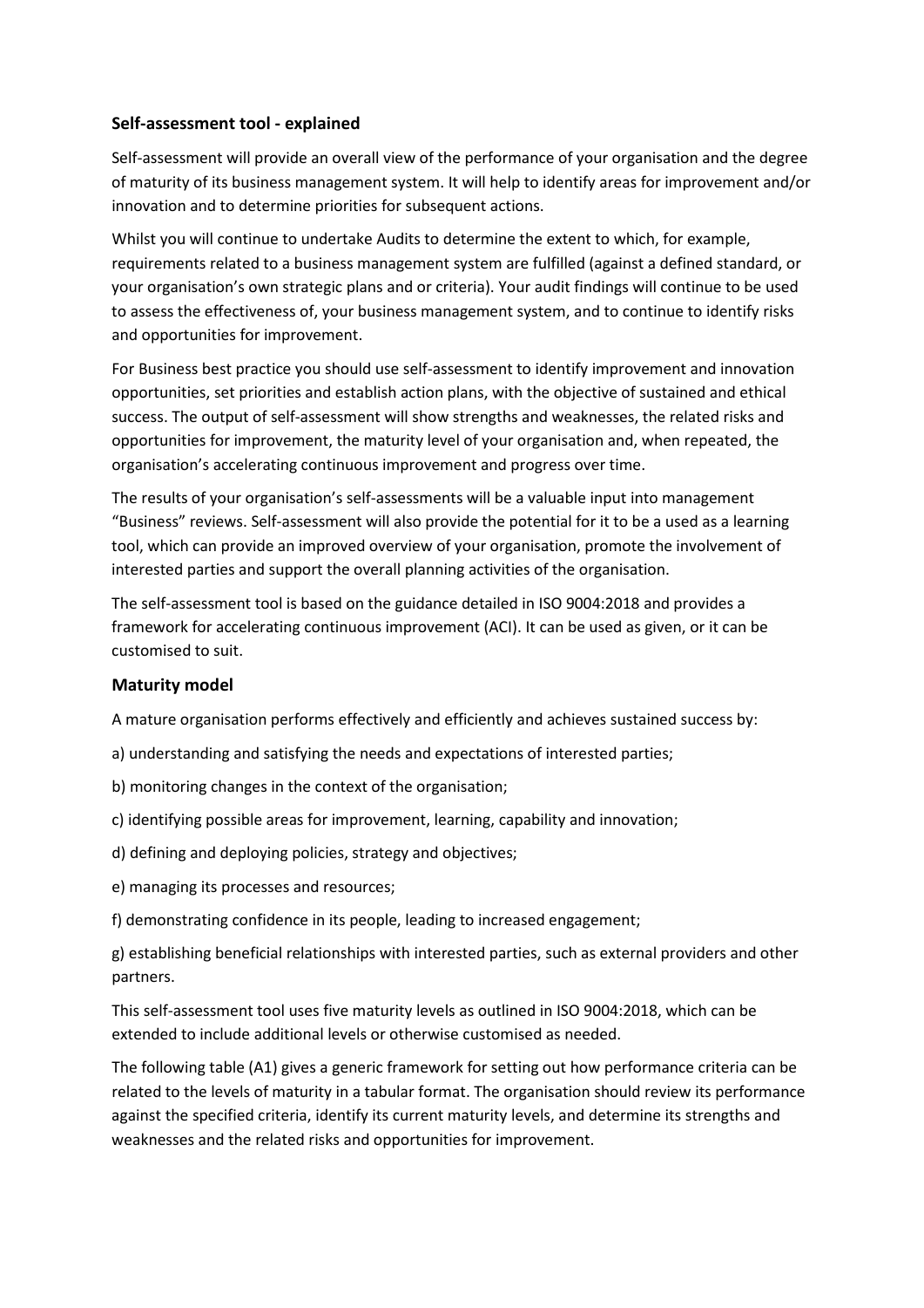### Self-assessment tool - explained

Self-assessment will provide an overall view of the performance of your organisation and the degree of maturity of its business management system. It will help to identify areas for improvement and/or innovation and to determine priorities for subsequent actions.

Whilst you will continue to undertake Audits to determine the extent to which, for example, requirements related to a business management system are fulfilled (against a defined standard, or your organisation's own strategic plans and or criteria). Your audit findings will continue to be used to assess the effectiveness of, your business management system, and to continue to identify risks and opportunities for improvement.

For Business best practice you should use self-assessment to identify improvement and innovation opportunities, set priorities and establish action plans, with the objective of sustained and ethical success. The output of self-assessment will show strengths and weaknesses, the related risks and opportunities for improvement, the maturity level of your organisation and, when repeated, the organisation's accelerating continuous improvement and progress over time.

The results of your organisation's self-assessments will be a valuable input into management "Business" reviews. Self-assessment will also provide the potential for it to be a used as a learning tool, which can provide an improved overview of your organisation, promote the involvement of interested parties and support the overall planning activities of the organisation.

The self-assessment tool is based on the guidance detailed in ISO 9004:2018 and provides a framework for accelerating continuous improvement (ACI). It can be used as given, or it can be customised to suit.

### Maturity model

A mature organisation performs effectively and efficiently and achieves sustained success by:

a) understanding and satisfying the needs and expectations of interested parties;

b) monitoring changes in the context of the organisation;

c) identifying possible areas for improvement, learning, capability and innovation;

d) defining and deploying policies, strategy and objectives;

e) managing its processes and resources;

f) demonstrating confidence in its people, leading to increased engagement;

g) establishing beneficial relationships with interested parties, such as external providers and other partners.

This self-assessment tool uses five maturity levels as outlined in ISO 9004:2018, which can be extended to include additional levels or otherwise customised as needed.

The following table (A1) gives a generic framework for setting out how performance criteria can be related to the levels of maturity in a tabular format. The organisation should review its performance against the specified criteria, identify its current maturity levels, and determine its strengths and weaknesses and the related risks and opportunities for improvement.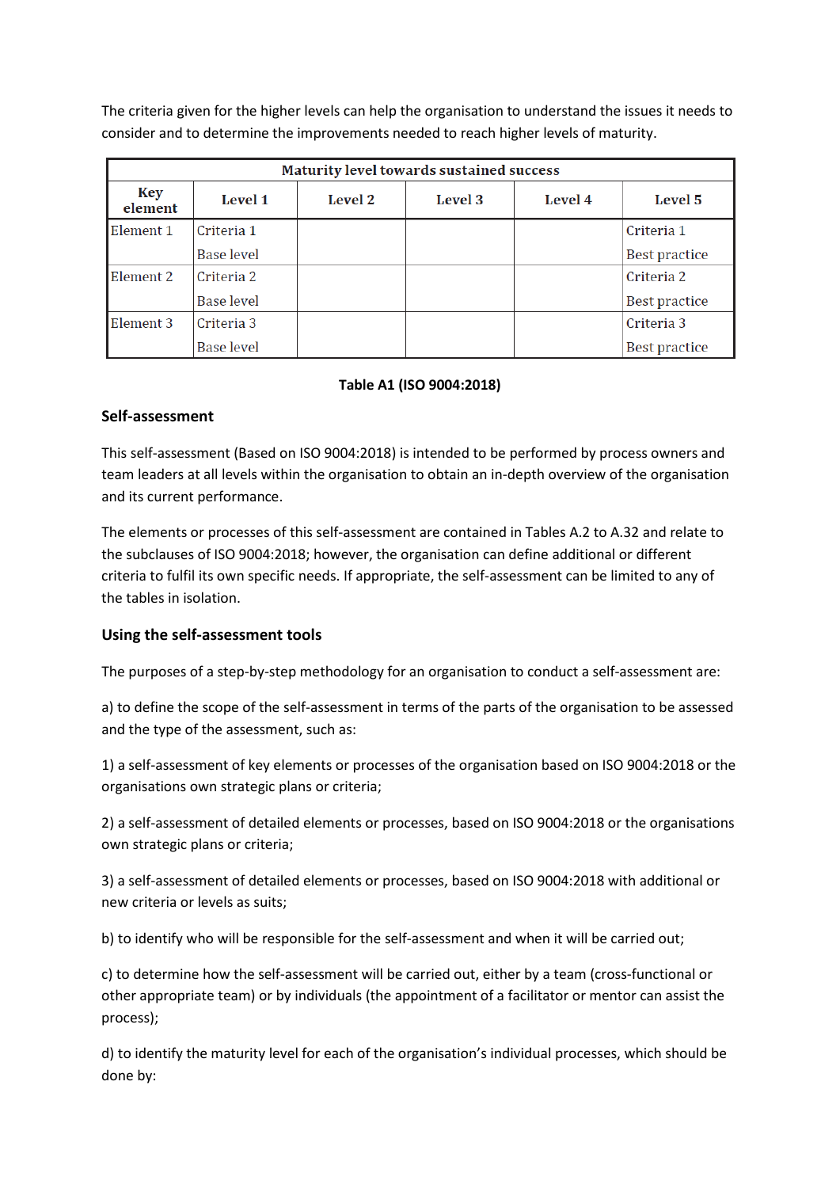The criteria given for the higher levels can help the organisation to understand the issues it needs to consider and to determine the improvements needed to reach higher levels of maturity.

| Maturity level towards sustained success | | | | | |
|---|---|---|---|---|---|
| **Key element** | **Level 1** | **Level 2** | **Level 3** | **Level 4** | **Level 5** |
| Element 1 | Criteria 1<br>Base level | | | | Criteria 1<br>Best practice |
| Element 2 | Criteria 2<br>Base level | | | | Criteria 2<br>Best practice |
| Element 3 | Criteria 3<br>Base level | | | | Criteria 3<br>Best practice |

**Table A1 (ISO 9004:2018)**

### Self-assessment

This self-assessment (Based on ISO 9004:2018) is intended to be performed by process owners and team leaders at all levels within the organisation to obtain an in-depth overview of the organisation and its current performance.

The elements or processes of this self-assessment are contained in Tables A.2 to A.32 and relate to the subclauses of ISO 9004:2018; however, the organisation can define additional or different criteria to fulfil its own specific needs. If appropriate, the self-assessment can be limited to any of the tables in isolation.

### Using the self-assessment tools

The purposes of a step-by-step methodology for an organisation to conduct a self-assessment are:

a) to define the scope of the self-assessment in terms of the parts of the organisation to be assessed and the type of the assessment, such as:

1) a self-assessment of key elements or processes of the organisation based on ISO 9004:2018 or the organisations own strategic plans or criteria;

2) a self-assessment of detailed elements or processes, based on ISO 9004:2018 or the organisations own strategic plans or criteria;

3) a self-assessment of detailed elements or processes, based on ISO 9004:2018 with additional or new criteria or levels as suits;

b) to identify who will be responsible for the self-assessment and when it will be carried out;

c) to determine how the self-assessment will be carried out, either by a team (cross-functional or other appropriate team) or by individuals (the appointment of a facilitator or mentor can assist the process);

d) to identify the maturity level for each of the organisation's individual processes, which should be done by: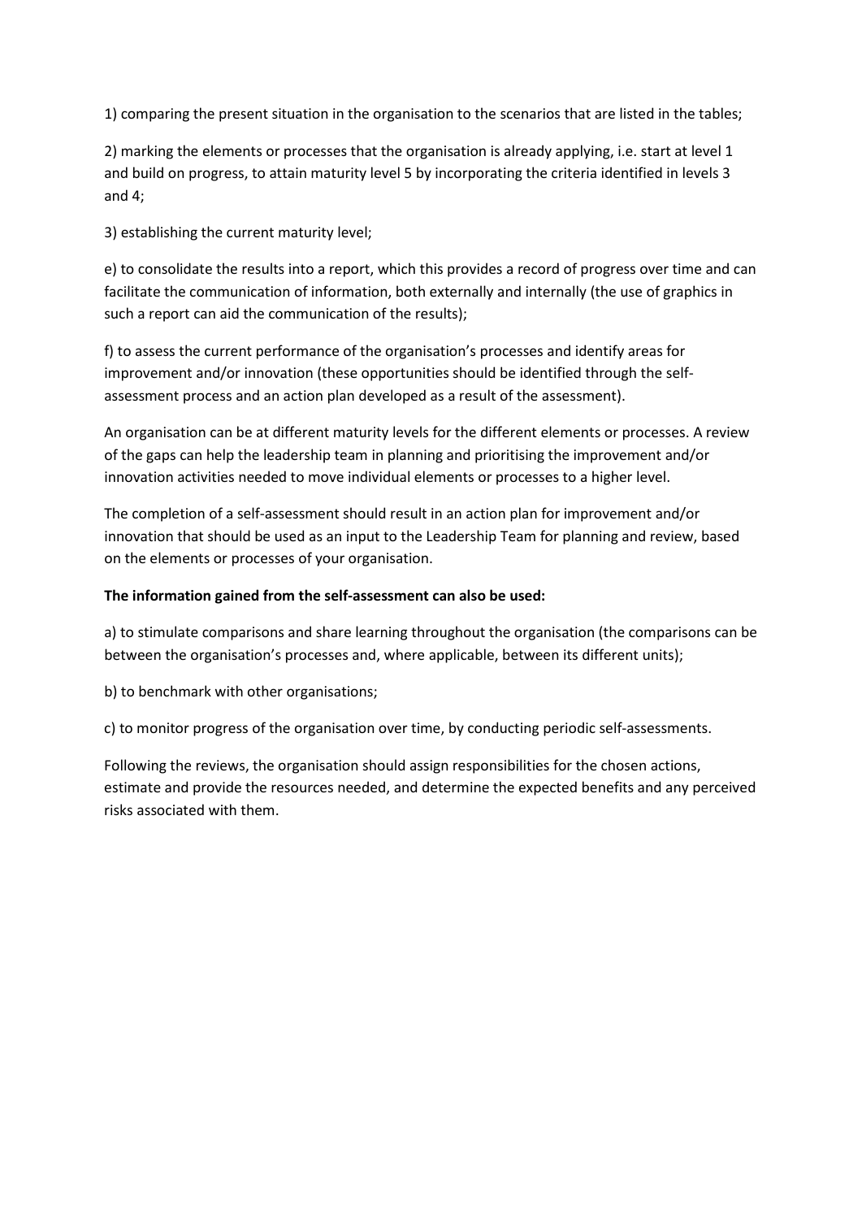1) comparing the present situation in the organisation to the scenarios that are listed in the tables;

2) marking the elements or processes that the organisation is already applying, i.e. start at level 1 and build on progress, to attain maturity level 5 by incorporating the criteria identified in levels 3 and 4;

3) establishing the current maturity level;

e) to consolidate the results into a report, which this provides a record of progress over time and can facilitate the communication of information, both externally and internally (the use of graphics in such a report can aid the communication of the results);

f) to assess the current performance of the organisation's processes and identify areas for improvement and/or innovation (these opportunities should be identified through the self-assessment process and an action plan developed as a result of the assessment).

An organisation can be at different maturity levels for the different elements or processes. A review of the gaps can help the leadership team in planning and prioritising the improvement and/or innovation activities needed to move individual elements or processes to a higher level.

The completion of a self-assessment should result in an action plan for improvement and/or innovation that should be used as an input to the Leadership Team for planning and review, based on the elements or processes of your organisation.

**The information gained from the self-assessment can also be used:**

a) to stimulate comparisons and share learning throughout the organisation (the comparisons can be between the organisation's processes and, where applicable, between its different units);

b) to benchmark with other organisations;

c) to monitor progress of the organisation over time, by conducting periodic self-assessments.

Following the reviews, the organisation should assign responsibilities for the chosen actions, estimate and provide the resources needed, and determine the expected benefits and any perceived risks associated with them.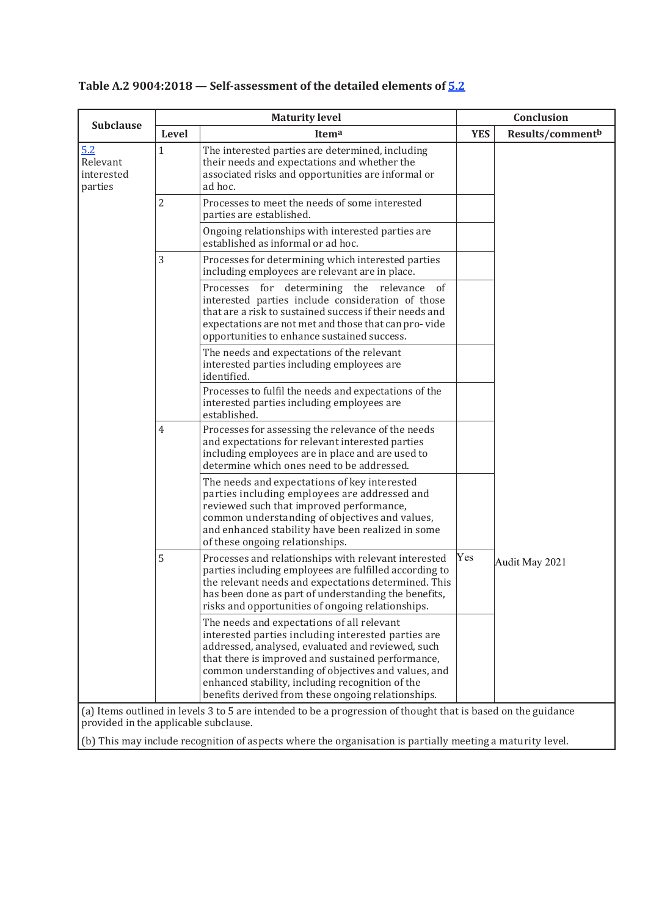**Table A.2 9004:2018 — Self-assessment of the detailed elements of 5.2**

| Subclause | Maturity level | | Conclusion | |
|---|---|---|---|---|
| | Level | Item[a] | YES | Results/comment[b] |
| 5.2 Relevant interested parties | 1 | The interested parties are determined, including their needs and expectations and whether the associated risks and opportunities are informal or ad hoc. | | |
| | 2 | Processes to meet the needs of some interested parties are established. | | |
| | | Ongoing relationships with interested parties are established as informal or ad hoc. | | |
| | 3 | Processes for determining which interested parties including employees are relevant are in place. | | |
| | | Processes for determining the relevance of interested parties include consideration of those that are a risk to sustained success if their needs and expectations are not met and those that can pro- vide opportunities to enhance sustained success. | | |
| | | The needs and expectations of the relevant interested parties including employees are identified. | | |
| | | Processes to fulfil the needs and expectations of the interested parties including employees are established. | | |
| | 4 | Processes for assessing the relevance of the needs and expectations for relevant interested parties including employees are in place and are used to determine which ones need to be addressed. | | |
| | | The needs and expectations of key interested parties including employees are addressed and reviewed such that improved performance, common understanding of objectives and values, and enhanced stability have been realized in some of these ongoing relationships. | | |
| | 5 | Processes and relationships with relevant interested parties including employees are fulfilled according to the relevant needs and expectations determined. This has been done as part of understanding the benefits, risks and opportunities of ongoing relationships. | Yes | Audit May 2021 |
| | | The needs and expectations of all relevant interested parties including interested parties are addressed, analysed, evaluated and reviewed, such that there is improved and sustained performance, common understanding of objectives and values, and enhanced stability, including recognition of the benefits derived from these ongoing relationships. | | |

(a) Items outlined in levels 3 to 5 are intended to be a progression of thought that is based on the guidance provided in the applicable subclause.

(b) This may include recognition of aspects where the organisation is partially meeting a maturity level.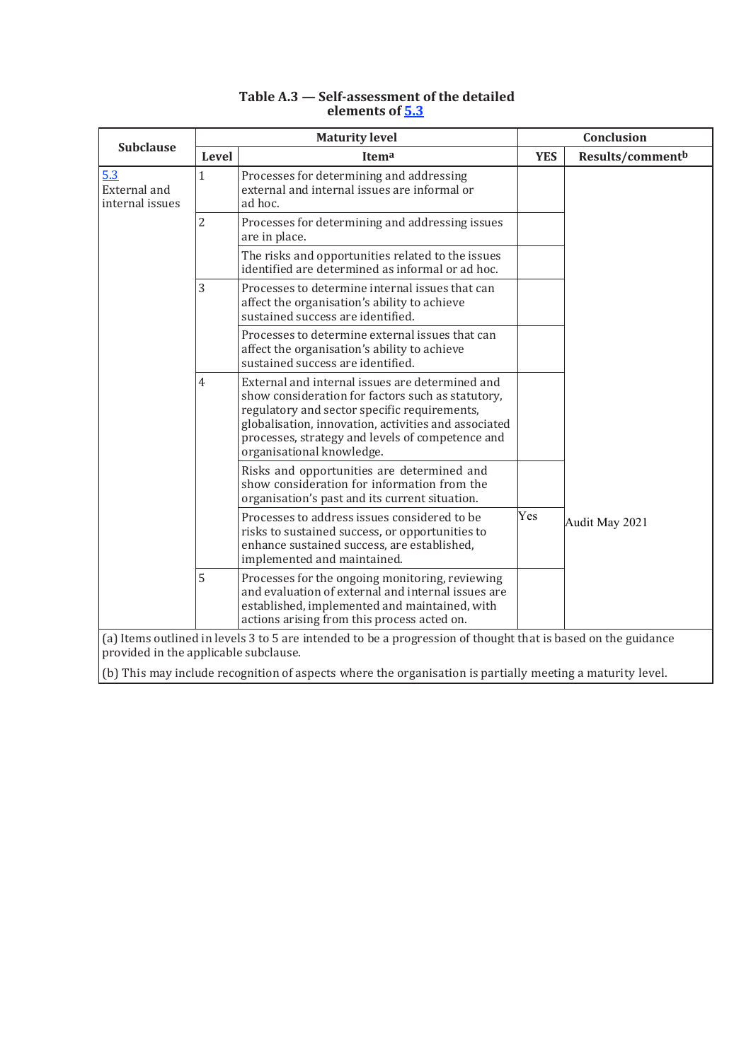**Table A.3 — Self-assessment of the detailed elements of 5.3**

| Subclause | Maturity level | | Conclusion | |
|---|---|---|---|---|
| | Level | Item[a] | YES | Results/comment[b] |
| 5.3 External and internal issues | 1 | Processes for determining and addressing external and internal issues are informal or ad hoc. | | |
| | 2 | Processes for determining and addressing issues are in place. | | |
| | | The risks and opportunities related to the issues identified are determined as informal or ad hoc. | | |
| | 3 | Processes to determine internal issues that can affect the organisation's ability to achieve sustained success are identified. | | |
| | | Processes to determine external issues that can affect the organisation's ability to achieve sustained success are identified. | | |
| | 4 | External and internal issues are determined and show consideration for factors such as statutory, regulatory and sector specific requirements, globalisation, innovation, activities and associated processes, strategy and levels of competence and organisational knowledge. | | |
| | | Risks and opportunities are determined and show consideration for information from the organisation's past and its current situation. | | |
| | | Processes to address issues considered to be risks to sustained success, or opportunities to enhance sustained success, are established, implemented and maintained. | Yes | Audit May 2021 |
| | 5 | Processes for the ongoing monitoring, reviewing and evaluation of external and internal issues are established, implemented and maintained, with actions arising from this process acted on. | | |

(a) Items outlined in levels 3 to 5 are intended to be a progression of thought that is based on the guidance provided in the applicable subclause.

(b) This may include recognition of aspects where the organisation is partially meeting a maturity level.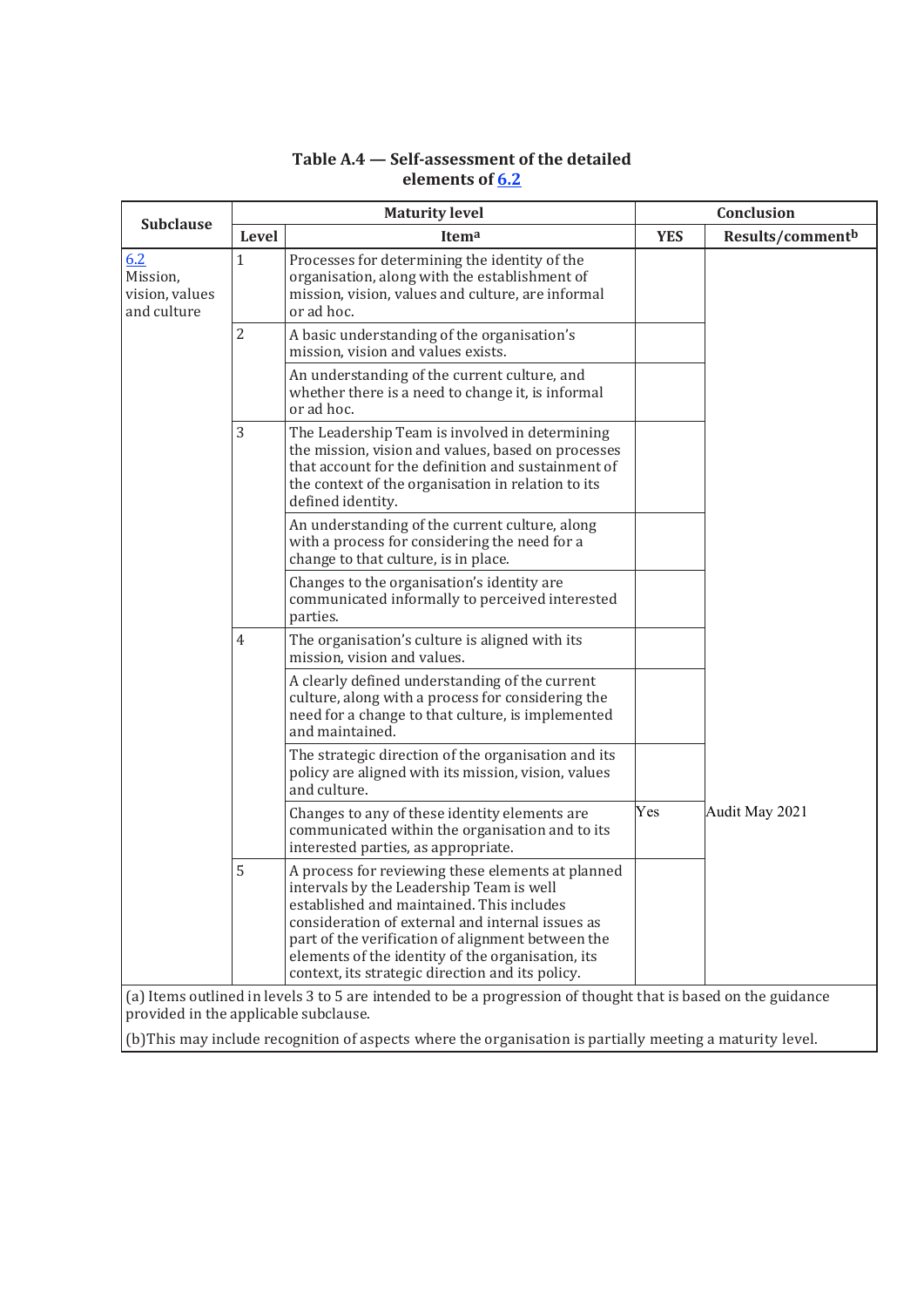**Table A.4 — Self-assessment of the detailed elements of 6.2**

| Subclause | Maturity level | | Conclusion | |
|---|---|---|---|---|
| | Level | Item[a] | YES | Results/comment[b] |
| 6.2 Mission, vision, values and culture | 1 | Processes for determining the identity of the organisation, along with the establishment of mission, vision, values and culture, are informal or ad hoc. | | |
| | 2 | A basic understanding of the organisation's mission, vision and values exists. | | |
| | | An understanding of the current culture, and whether there is a need to change it, is informal or ad hoc. | | |
| | 3 | The Leadership Team is involved in determining the mission, vision and values, based on processes that account for the definition and sustainment of the context of the organisation in relation to its defined identity. | | |
| | | An understanding of the current culture, along with a process for considering the need for a change to that culture, is in place. | | |
| | | Changes to the organisation's identity are communicated informally to perceived interested parties. | | |
| | 4 | The organisation's culture is aligned with its mission, vision and values. | | |
| | | A clearly defined understanding of the current culture, along with a process for considering the need for a change to that culture, is implemented and maintained. | | |
| | | The strategic direction of the organisation and its policy are aligned with its mission, vision, values and culture. | | |
| | | Changes to any of these identity elements are communicated within the organisation and to its interested parties, as appropriate. | Yes | Audit May 2021 |
| | 5 | A process for reviewing these elements at planned intervals by the Leadership Team is well established and maintained. This includes consideration of external and internal issues as part of the verification of alignment between the elements of the identity of the organisation, its context, its strategic direction and its policy. | | |

(a) Items outlined in levels 3 to 5 are intended to be a progression of thought that is based on the guidance provided in the applicable subclause.

(b)This may include recognition of aspects where the organisation is partially meeting a maturity level.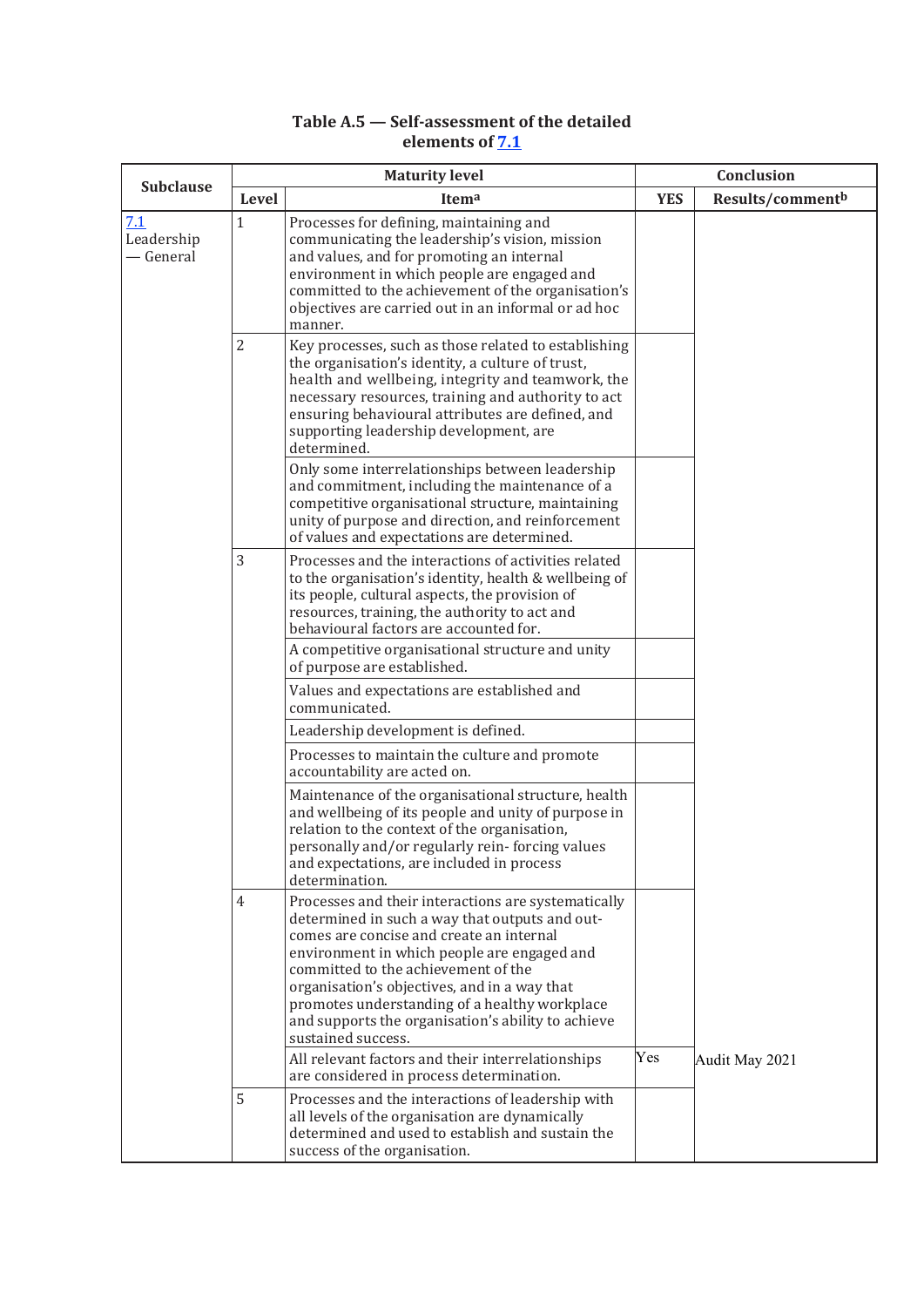**Table A.5 — Self-assessment of the detailed elements of 7.1**

| Subclause | Maturity level | | Conclusion | |
|---|---|---|---|---|
| | Level | Item[a] | YES | Results/comment[b] |
| 7.1 Leadership — General | 1 | Processes for defining, maintaining and communicating the leadership's vision, mission and values, and for promoting an internal environment in which people are engaged and committed to the achievement of the organisation's objectives are carried out in an informal or ad hoc manner. | | |
| | 2 | Key processes, such as those related to establishing the organisation's identity, a culture of trust, health and wellbeing, integrity and teamwork, the necessary resources, training and authority to act ensuring behavioural attributes are defined, and supporting leadership development, are determined. | | |
| | | Only some interrelationships between leadership and commitment, including the maintenance of a competitive organisational structure, maintaining unity of purpose and direction, and reinforcement of values and expectations are determined. | | |
| | 3 | Processes and the interactions of activities related to the organisation's identity, health & wellbeing of its people, cultural aspects, the provision of resources, training, the authority to act and behavioural factors are accounted for. | | |
| | | A competitive organisational structure and unity of purpose are established. | | |
| | | Values and expectations are established and communicated. | | |
| | | Leadership development is defined. | | |
| | | Processes to maintain the culture and promote accountability are acted on. | | |
| | | Maintenance of the organisational structure, health and wellbeing of its people and unity of purpose in relation to the context of the organisation, personally and/or regularly rein- forcing values and expectations, are included in process determination. | | |
| | 4 | Processes and their interactions are systematically determined in such a way that outputs and out- comes are concise and create an internal environment in which people are engaged and committed to the achievement of the organisation's objectives, and in a way that promotes understanding of a healthy workplace and supports the organisation's ability to achieve sustained success. | | |
| | | All relevant factors and their interrelationships are considered in process determination. | Yes | Audit May 2021 |
| | 5 | Processes and the interactions of leadership with all levels of the organisation are dynamically determined and used to establish and sustain the success of the organisation. | | |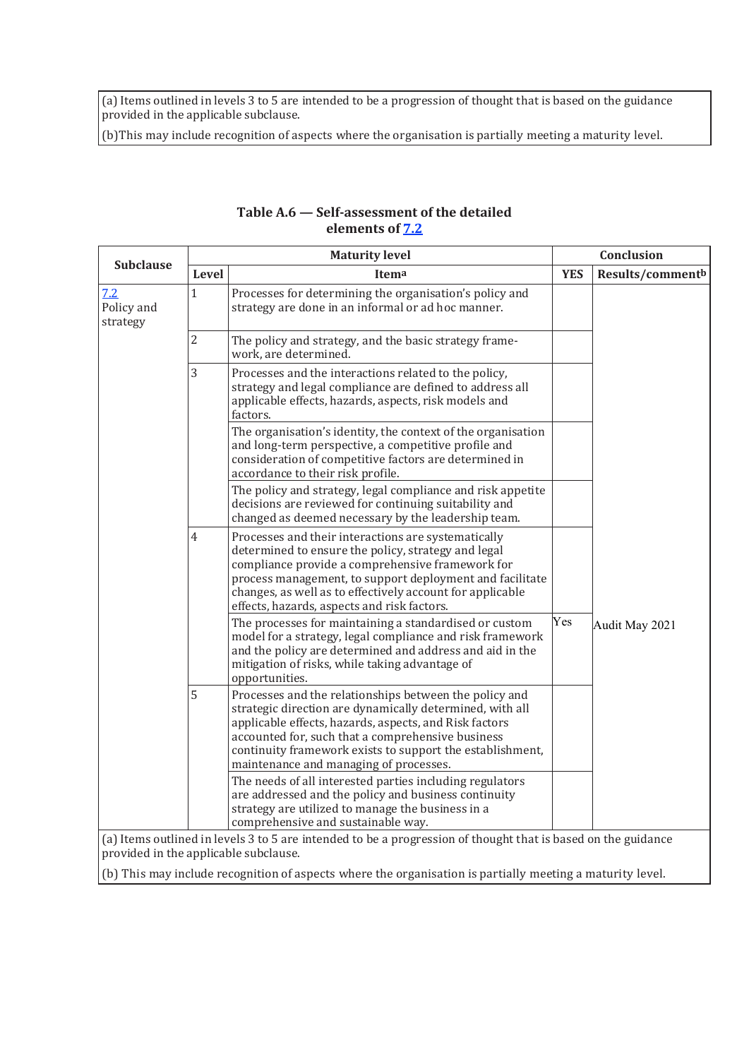(a) Items outlined in levels 3 to 5 are intended to be a progression of thought that is based on the guidance provided in the applicable subclause.

(b)This may include recognition of aspects where the organisation is partially meeting a maturity level.

**Table A.6 — Self-assessment of the detailed elements of 7.2**

| Subclause | Maturity level | | Conclusion | |
|---|---|---|---|---|
| | Level | Item[a] | YES | Results/comment[b] |
| 7.2 Policy and strategy | 1 | Processes for determining the organisation's policy and strategy are done in an informal or ad hoc manner. | | Audit May 2021 |
| | 2 | The policy and strategy, and the basic strategy framework, are determined. | | |
| | 3 | Processes and the interactions related to the policy, strategy and legal compliance are defined to address all applicable effects, hazards, aspects, risk models and factors. | | |
| | | The organisation's identity, the context of the organisation and long-term perspective, a competitive profile and consideration of competitive factors are determined in accordance to their risk profile. | | |
| | | The policy and strategy, legal compliance and risk appetite decisions are reviewed for continuing suitability and changed as deemed necessary by the leadership team. | | |
| | 4 | Processes and their interactions are systematically determined to ensure the policy, strategy and legal compliance provide a comprehensive framework for process management, to support deployment and facilitate changes, as well as to effectively account for applicable effects, hazards, aspects and risk factors. | | |
| | | The processes for maintaining a standardised or custom model for a strategy, legal compliance and risk framework and the policy are determined and address and aid in the mitigation of risks, while taking advantage of opportunities. | Yes | |
| | 5 | Processes and the relationships between the policy and strategic direction are dynamically determined, with all applicable effects, hazards, aspects, and Risk factors accounted for, such that a comprehensive business continuity framework exists to support the establishment, maintenance and managing of processes. | | |
| | | The needs of all interested parties including regulators are addressed and the policy and business continuity strategy are utilized to manage the business in a comprehensive and sustainable way. | | |

(a) Items outlined in levels 3 to 5 are intended to be a progression of thought that is based on the guidance provided in the applicable subclause.

(b) This may include recognition of aspects where the organisation is partially meeting a maturity level.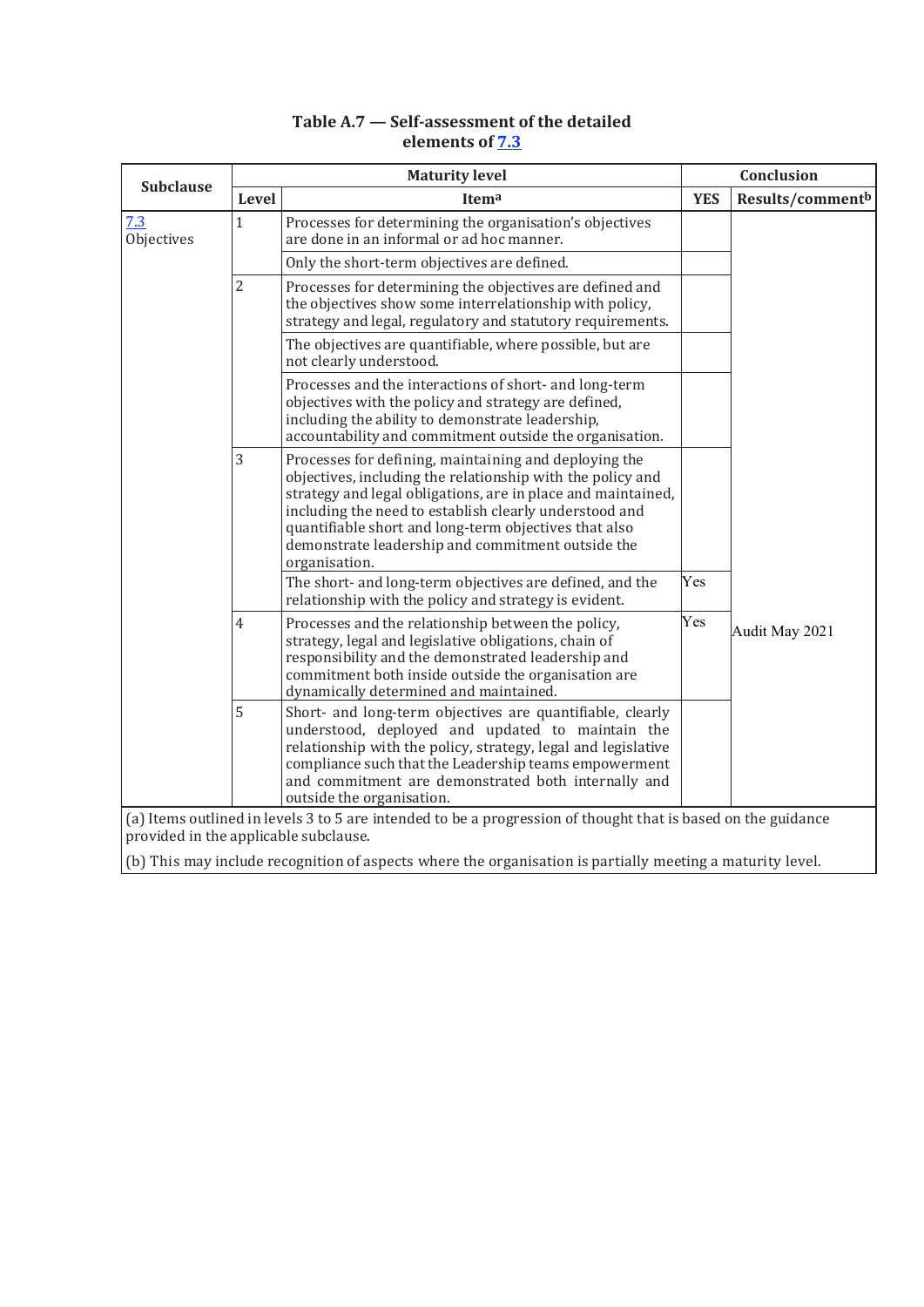**Table A.7 — Self-assessment of the detailed elements of 7.3**

| Subclause | Maturity level | | Conclusion | |
|---|---|---|---|---|
| | Level | Item[a] | YES | Results/comment[b] |
| 7.3 Objectives | 1 | Processes for determining the organisation's objectives are done in an informal or ad hoc manner. | | Audit May 2021 |
| | | Only the short-term objectives are defined. | | |
| | 2 | Processes for determining the objectives are defined and the objectives show some interrelationship with policy, strategy and legal, regulatory and statutory requirements. | | |
| | | The objectives are quantifiable, where possible, but are not clearly understood. | | |
| | | Processes and the interactions of short- and long-term objectives with the policy and strategy are defined, including the ability to demonstrate leadership, accountability and commitment outside the organisation. | | |
| | 3 | Processes for defining, maintaining and deploying the objectives, including the relationship with the policy and strategy and legal obligations, are in place and maintained, including the need to establish clearly understood and quantifiable short and long-term objectives that also demonstrate leadership and commitment outside the organisation. | | |
| | | The short- and long-term objectives are defined, and the relationship with the policy and strategy is evident. | Yes | |
| | 4 | Processes and the relationship between the policy, strategy, legal and legislative obligations, chain of responsibility and the demonstrated leadership and commitment both inside outside the organisation are dynamically determined and maintained. | Yes | |
| | 5 | Short- and long-term objectives are quantifiable, clearly understood, deployed and updated to maintain the relationship with the policy, strategy, legal and legislative compliance such that the Leadership teams empowerment and commitment are demonstrated both internally and outside the organisation. | | |

(a) Items outlined in levels 3 to 5 are intended to be a progression of thought that is based on the guidance provided in the applicable subclause.

(b) This may include recognition of aspects where the organisation is partially meeting a maturity level.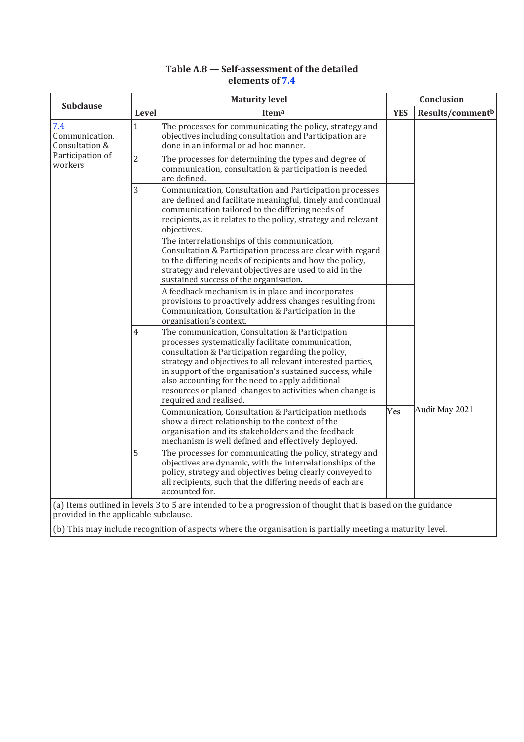### Table A.8 — Self-assessment of the detailed elements of 7.4

| Subclause | Maturity level | | Conclusion | |
|---|---|---|---|---|
| | Level | Item[a] | YES | Results/comment[b] |
| 7.4 Communication, Consultation & Participation of workers | 1 | The processes for communicating the policy, strategy and objectives including consultation and Participation are done in an informal or ad hoc manner. | | |
| | 2 | The processes for determining the types and degree of communication, consultation & participation is needed are defined. | | |
| | 3 | Communication, Consultation and Participation processes are defined and facilitate meaningful, timely and continual communication tailored to the differing needs of recipients, as it relates to the policy, strategy and relevant objectives. | | |
| | | The interrelationships of this communication, Consultation & Participation process are clear with regard to the differing needs of recipients and how the policy, strategy and relevant objectives are used to aid in the sustained success of the organisation. | | |
| | | A feedback mechanism is in place and incorporates provisions to proactively address changes resulting from Communication, Consultation & Participation in the organisation's context. | | |
| | 4 | The communication, Consultation & Participation processes systematically facilitate communication, consultation & Participation regarding the policy, strategy and objectives to all relevant interested parties, in support of the organisation's sustained success, while also accounting for the need to apply additional resources or planed changes to activities when change is required and realised. | | |
| | | Communication, Consultation & Participation methods show a direct relationship to the context of the organisation and its stakeholders and the feedback mechanism is well defined and effectively deployed. | Yes | Audit May 2021 |
| | 5 | The processes for communicating the policy, strategy and objectives are dynamic, with the interrelationships of the policy, strategy and objectives being clearly conveyed to all recipients, such that the differing needs of each are accounted for. | | |

(a) Items outlined in levels 3 to 5 are intended to be a progression of thought that is based on the guidance provided in the applicable subclause.

(b) This may include recognition of aspects where the organisation is partially meeting a maturity level.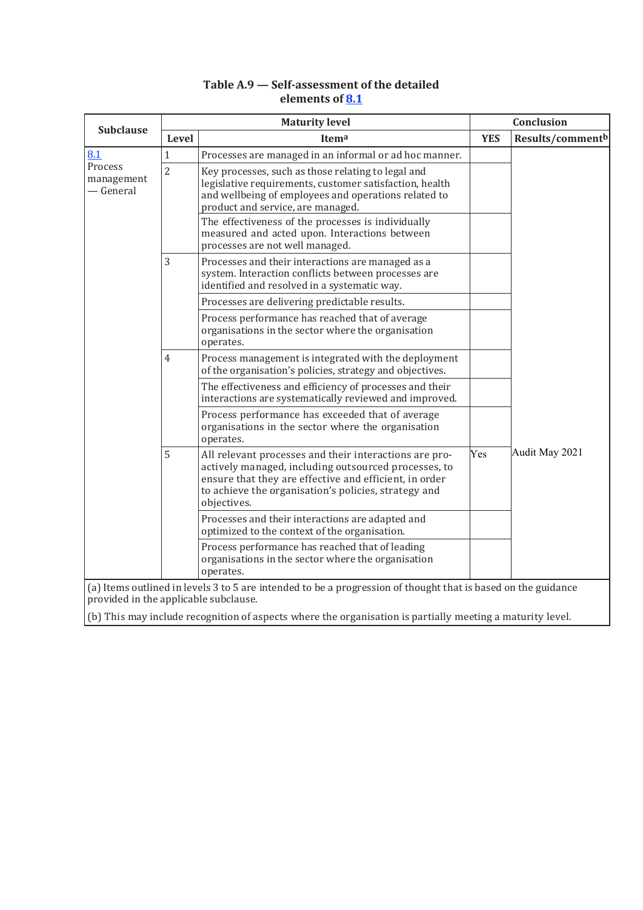**Table A.9 — Self-assessment of the detailed elements of 8.1**

| Subclause | Maturity level | | Conclusion | |
|---|---|---|---|---|
| | Level | Item[a] | YES | Results/comment[b] |
| 8.1 Process management — General | 1 | Processes are managed in an informal or ad hoc manner. | | Audit May 2021 |
| | 2 | Key processes, such as those relating to legal and legislative requirements, customer satisfaction, health and wellbeing of employees and operations related to product and service, are managed. | | |
| | | The effectiveness of the processes is individually measured and acted upon. Interactions between processes are not well managed. | | |
| | 3 | Processes and their interactions are managed as a system. Interaction conflicts between processes are identified and resolved in a systematic way. | | |
| | | Processes are delivering predictable results. | | |
| | | Process performance has reached that of average organisations in the sector where the organisation operates. | | |
| | 4 | Process management is integrated with the deployment of the organisation's policies, strategy and objectives. | | |
| | | The effectiveness and efficiency of processes and their interactions are systematically reviewed and improved. | | |
| | | Process performance has exceeded that of average organisations in the sector where the organisation operates. | | |
| | 5 | All relevant processes and their interactions are pro-actively managed, including outsourced processes, to ensure that they are effective and efficient, in order to achieve the organisation's policies, strategy and objectives. | Yes | |
| | | Processes and their interactions are adapted and optimized to the context of the organisation. | | |
| | | Process performance has reached that of leading organisations in the sector where the organisation operates. | | |

(a) Items outlined in levels 3 to 5 are intended to be a progression of thought that is based on the guidance provided in the applicable subclause.

(b) This may include recognition of aspects where the organisation is partially meeting a maturity level.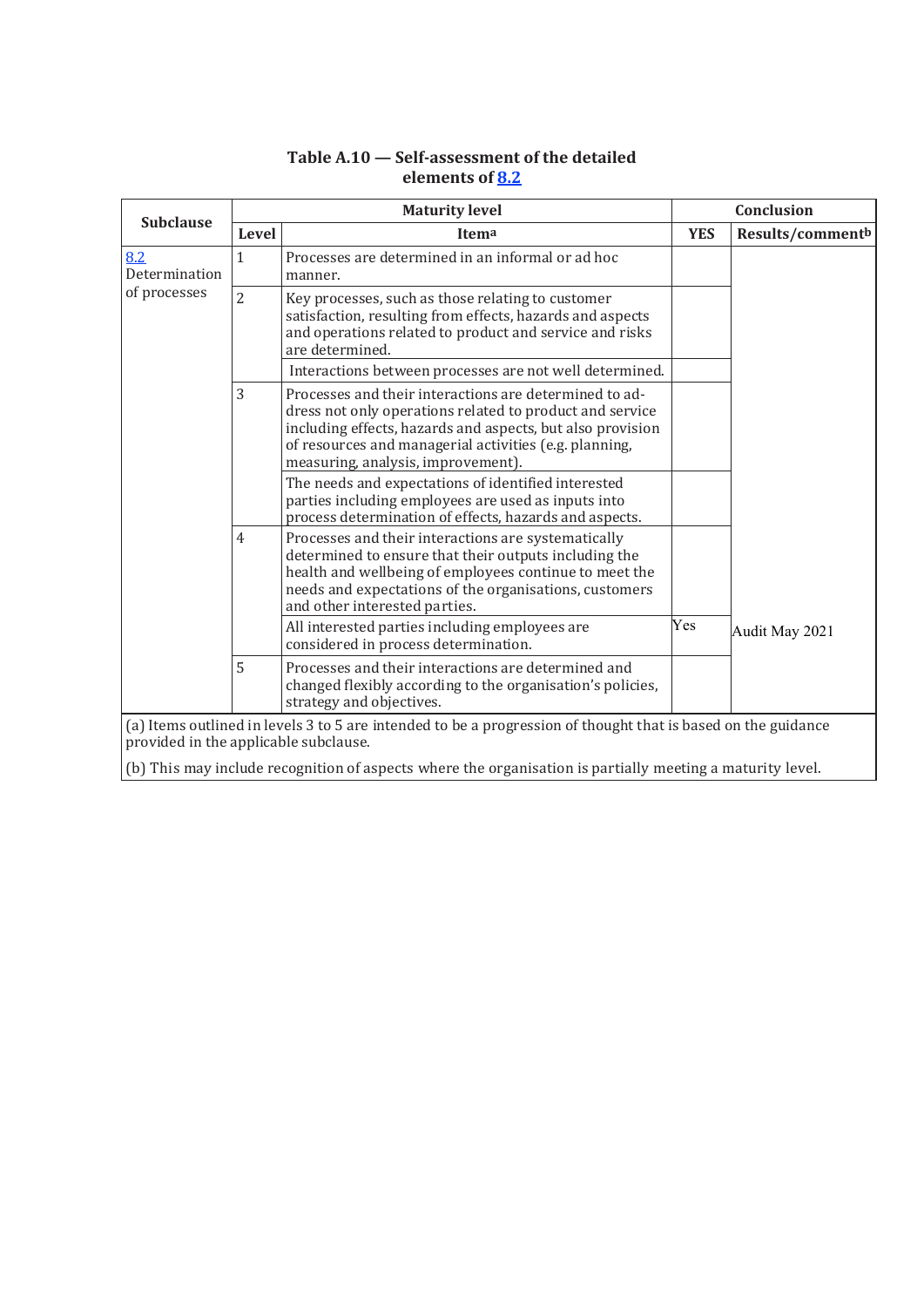**Table A.10 — Self-assessment of the detailed elements of 8.2**

| Subclause | Maturity level | | Conclusion | |
|---|---|---|---|---|
| | Level | Item[a] | YES | Results/comment[b] |
| 8.2 Determination of processes | 1 | Processes are determined in an informal or ad hoc manner. | | |
| | 2 | Key processes, such as those relating to customer satisfaction, resulting from effects, hazards and aspects and operations related to product and service and risks are determined. | | |
| | | Interactions between processes are not well determined. | | |
| | 3 | Processes and their interactions are determined to address not only operations related to product and service including effects, hazards and aspects, but also provision of resources and managerial activities (e.g. planning, measuring, analysis, improvement). | | |
| | | The needs and expectations of identified interested parties including employees are used as inputs into process determination of effects, hazards and aspects. | | |
| | 4 | Processes and their interactions are systematically determined to ensure that their outputs including the health and wellbeing of employees continue to meet the needs and expectations of the organisations, customers and other interested parties. | | |
| | | All interested parties including employees are considered in process determination. | Yes | Audit May 2021 |
| | 5 | Processes and their interactions are determined and changed flexibly according to the organisation's policies, strategy and objectives. | | |

(a) Items outlined in levels 3 to 5 are intended to be a progression of thought that is based on the guidance provided in the applicable subclause.

(b) This may include recognition of aspects where the organisation is partially meeting a maturity level.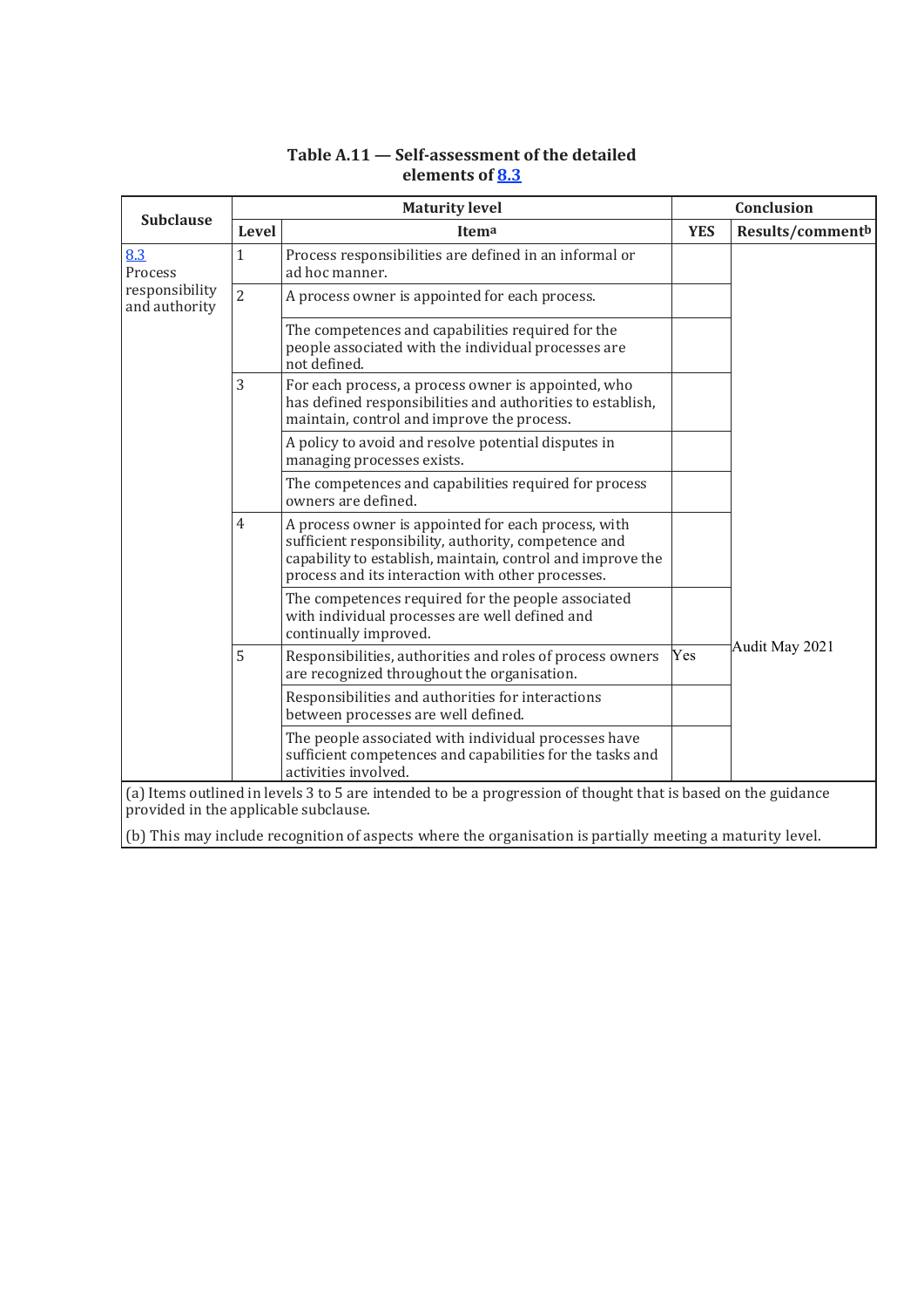**Table A.11 — Self-assessment of the detailed elements of 8.3**

| Subclause | Maturity level | | Conclusion | |
|---|---|---|---|---|
| | Level | Item[a] | YES | Results/comment[b] |
| 8.3 Process responsibility and authority | 1 | Process responsibilities are defined in an informal or ad hoc manner. | | |
| | 2 | A process owner is appointed for each process. | | |
| | | The competences and capabilities required for the people associated with the individual processes are not defined. | | |
| | 3 | For each process, a process owner is appointed, who has defined responsibilities and authorities to establish, maintain, control and improve the process. | | |
| | | A policy to avoid and resolve potential disputes in managing processes exists. | | |
| | | The competences and capabilities required for process owners are defined. | | |
| | 4 | A process owner is appointed for each process, with sufficient responsibility, authority, competence and capability to establish, maintain, control and improve the process and its interaction with other processes. | | |
| | | The competences required for the people associated with individual processes are well defined and continually improved. | | Audit May 2021 |
| | 5 | Responsibilities, authorities and roles of process owners are recognized throughout the organisation. | Yes | |
| | | Responsibilities and authorities for interactions between processes are well defined. | | |
| | | The people associated with individual processes have sufficient competences and capabilities for the tasks and activities involved. | | |

(a) Items outlined in levels 3 to 5 are intended to be a progression of thought that is based on the guidance provided in the applicable subclause.

(b) This may include recognition of aspects where the organisation is partially meeting a maturity level.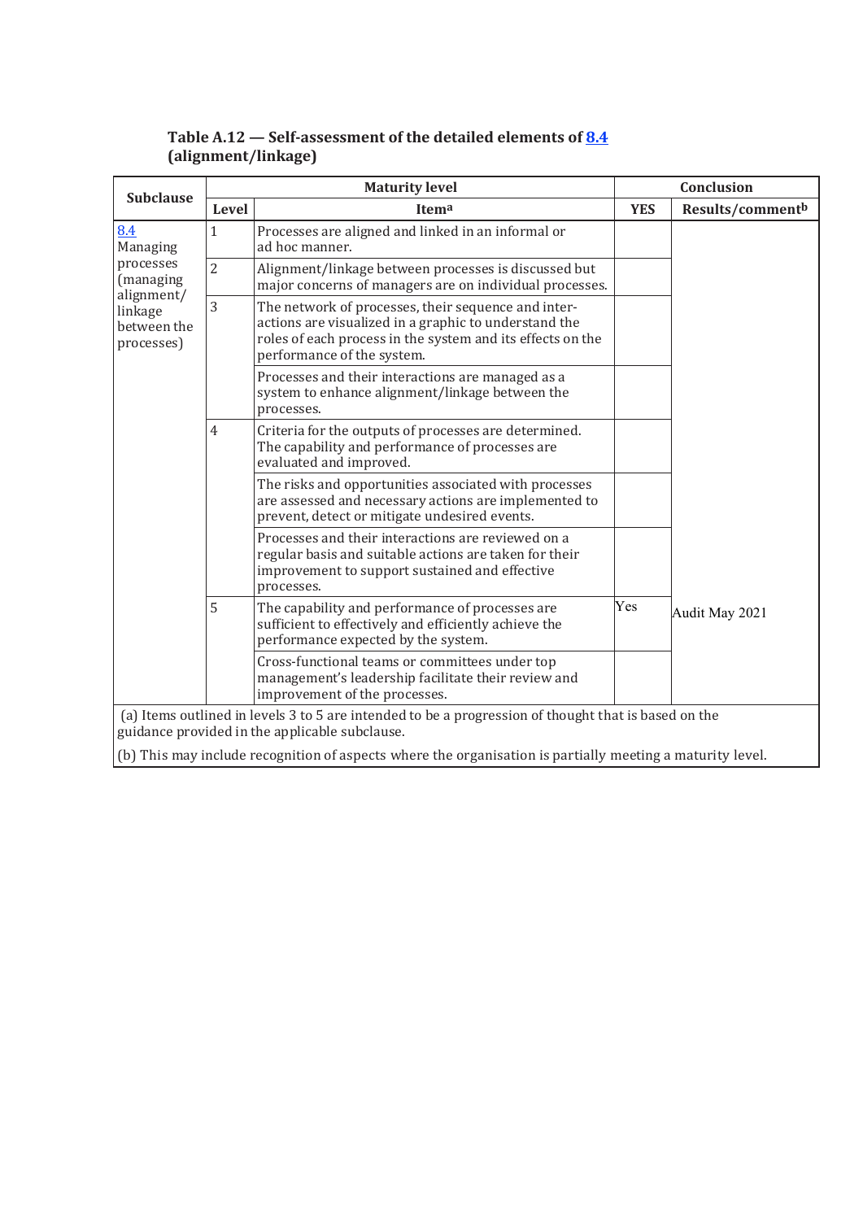**Table A.12 — Self-assessment of the detailed elements of 8.4 (alignment/linkage)**

| Subclause | Maturity level | | Conclusion | |
|---|---|---|---|---|
| | Level | Item[a] | YES | Results/comment[b] |
| 8.4 Managing processes (managing alignment/ linkage between the processes) | 1 | Processes are aligned and linked in an informal or ad hoc manner. | | Audit May 2021 |
| | 2 | Alignment/linkage between processes is discussed but major concerns of managers are on individual processes. | | |
| | 3 | The network of processes, their sequence and interactions are visualized in a graphic to understand the roles of each process in the system and its effects on the performance of the system. | | |
| | | Processes and their interactions are managed as a system to enhance alignment/linkage between the processes. | | |
| | 4 | Criteria for the outputs of processes are determined. The capability and performance of processes are evaluated and improved. | | |
| | | The risks and opportunities associated with processes are assessed and necessary actions are implemented to prevent, detect or mitigate undesired events. | | |
| | | Processes and their interactions are reviewed on a regular basis and suitable actions are taken for their improvement to support sustained and effective processes. | | |
| | 5 | The capability and performance of processes are sufficient to effectively and efficiently achieve the performance expected by the system. | Yes | |
| | | Cross-functional teams or committees under top management's leadership facilitate their review and improvement of the processes. | | |

(a) Items outlined in levels 3 to 5 are intended to be a progression of thought that is based on the guidance provided in the applicable subclause.

(b) This may include recognition of aspects where the organisation is partially meeting a maturity level.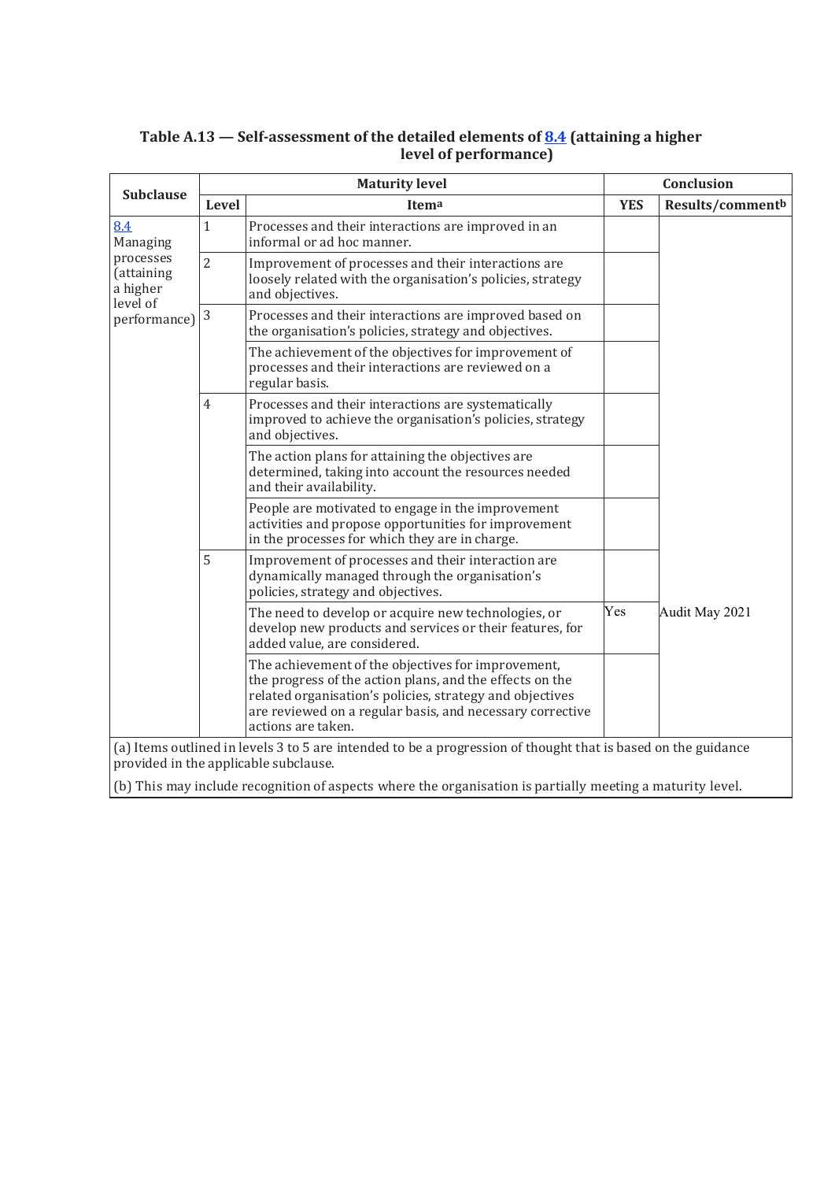**Table A.13 — Self-assessment of the detailed elements of 8.4 (attaining a higher level of performance)**

| Subclause | Maturity level | | Conclusion | |
|---|---|---|---|---|
| | Level | Item[a] | YES | Results/comment[b] |
| 8.4 Managing processes (attaining a higher level of performance) | 1 | Processes and their interactions are improved in an informal or ad hoc manner. | | |
| | 2 | Improvement of processes and their interactions are loosely related with the organisation's policies, strategy and objectives. | | |
| | 3 | Processes and their interactions are improved based on the organisation's policies, strategy and objectives. | | |
| | | The achievement of the objectives for improvement of processes and their interactions are reviewed on a regular basis. | | |
| | 4 | Processes and their interactions are systematically improved to achieve the organisation's policies, strategy and objectives. | | |
| | | The action plans for attaining the objectives are determined, taking into account the resources needed and their availability. | | |
| | | People are motivated to engage in the improvement activities and propose opportunities for improvement in the processes for which they are in charge. | | |
| | 5 | Improvement of processes and their interaction are dynamically managed through the organisation's policies, strategy and objectives. | | |
| | | The need to develop or acquire new technologies, or develop new products and services or their features, for added value, are considered. | Yes | Audit May 2021 |
| | | The achievement of the objectives for improvement, the progress of the action plans, and the effects on the related organisation's policies, strategy and objectives are reviewed on a regular basis, and necessary corrective actions are taken. | | |

(a) Items outlined in levels 3 to 5 are intended to be a progression of thought that is based on the guidance provided in the applicable subclause.

(b) This may include recognition of aspects where the organisation is partially meeting a maturity level.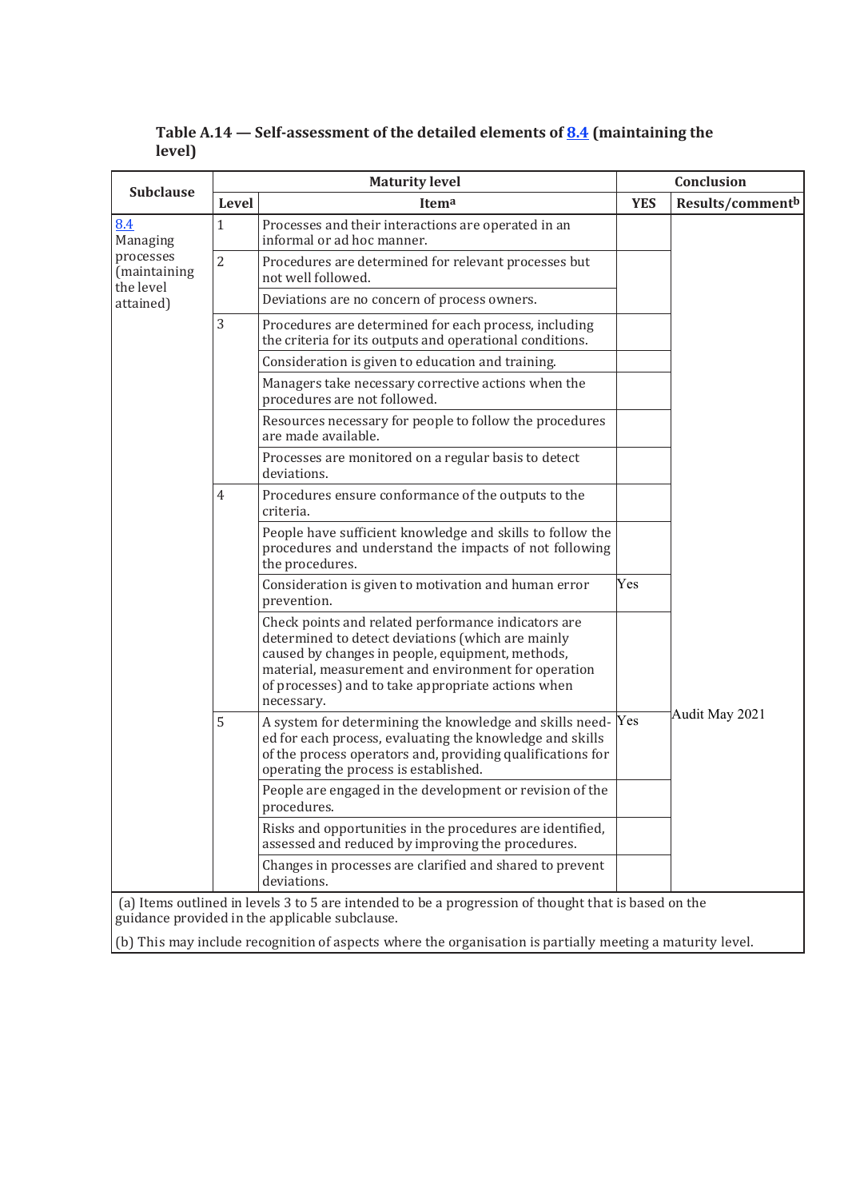**Table A.14 — Self-assessment of the detailed elements of 8.4 (maintaining the level)**

| Subclause | Maturity level | | Conclusion | |
|---|---|---|---|---|
| | Level | Item[a] | YES | Results/comment[b] |
| 8.4 Managing processes (maintaining the level attained) | 1 | Processes and their interactions are operated in an informal or ad hoc manner. | | Audit May 2021 |
| | 2 | Procedures are determined for relevant processes but not well followed. | | |
| | | Deviations are no concern of process owners. | | |
| | 3 | Procedures are determined for each process, including the criteria for its outputs and operational conditions. | | |
| | | Consideration is given to education and training. | | |
| | | Managers take necessary corrective actions when the procedures are not followed. | | |
| | | Resources necessary for people to follow the procedures are made available. | | |
| | | Processes are monitored on a regular basis to detect deviations. | | |
| | 4 | Procedures ensure conformance of the outputs to the criteria. | | |
| | | People have sufficient knowledge and skills to follow the procedures and understand the impacts of not following the procedures. | | |
| | | Consideration is given to motivation and human error prevention. | Yes | |
| | | Check points and related performance indicators are determined to detect deviations (which are mainly caused by changes in people, equipment, methods, material, measurement and environment for operation of processes) and to take appropriate actions when necessary. | | |
| | 5 | A system for determining the knowledge and skills needed for each process, evaluating the knowledge and skills of the process operators and, providing qualifications for operating the process is established. | Yes | |
| | | People are engaged in the development or revision of the procedures. | | |
| | | Risks and opportunities in the procedures are identified, assessed and reduced by improving the procedures. | | |
| | | Changes in processes are clarified and shared to prevent deviations. | | |

(a) Items outlined in levels 3 to 5 are intended to be a progression of thought that is based on the guidance provided in the applicable subclause.

(b) This may include recognition of aspects where the organisation is partially meeting a maturity level.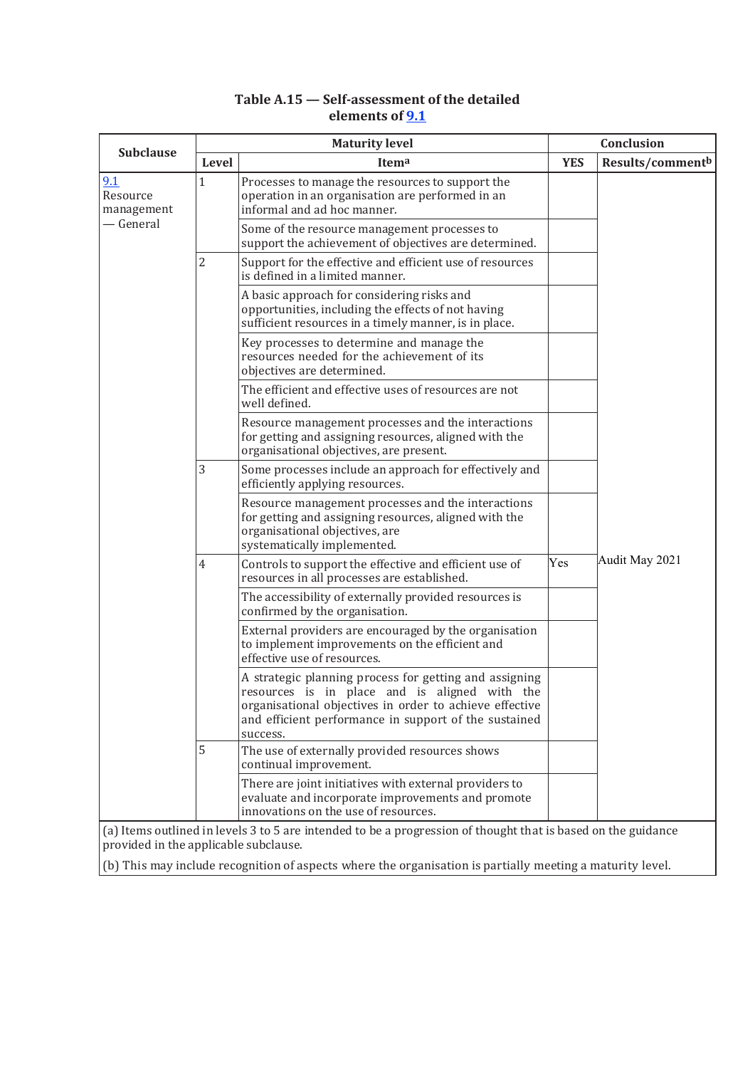**Table A.15 — Self-assessment of the detailed elements of 9.1**

| Subclause | Maturity level | | Conclusion | |
|---|---|---|---|---|
| | Level | Item[a] | YES | Results/comment[b] |
| 9.1 Resource management — General | 1 | Processes to manage the resources to support the operation in an organisation are performed in an informal and ad hoc manner. | | |
| | | Some of the resource management processes to support the achievement of objectives are determined. | | |
| | 2 | Support for the effective and efficient use of resources is defined in a limited manner. | | |
| | | A basic approach for considering risks and opportunities, including the effects of not having sufficient resources in a timely manner, is in place. | | |
| | | Key processes to determine and manage the resources needed for the achievement of its objectives are determined. | | |
| | | The efficient and effective uses of resources are not well defined. | | |
| | | Resource management processes and the interactions for getting and assigning resources, aligned with the organisational objectives, are present. | | |
| | 3 | Some processes include an approach for effectively and efficiently applying resources. | | |
| | | Resource management processes and the interactions for getting and assigning resources, aligned with the organisational objectives, are systematically implemented. | | |
| | 4 | Controls to support the effective and efficient use of resources in all processes are established. | Yes | Audit May 2021 |
| | | The accessibility of externally provided resources is confirmed by the organisation. | | |
| | | External providers are encouraged by the organisation to implement improvements on the efficient and effective use of resources. | | |
| | | A strategic planning process for getting and assigning resources is in place and is aligned with the organisational objectives in order to achieve effective and efficient performance in support of the sustained success. | | |
| | 5 | The use of externally provided resources shows continual improvement. | | |
| | | There are joint initiatives with external providers to evaluate and incorporate improvements and promote innovations on the use of resources. | | |

(a) Items outlined in levels 3 to 5 are intended to be a progression of thought that is based on the guidance provided in the applicable subclause.

(b) This may include recognition of aspects where the organisation is partially meeting a maturity level.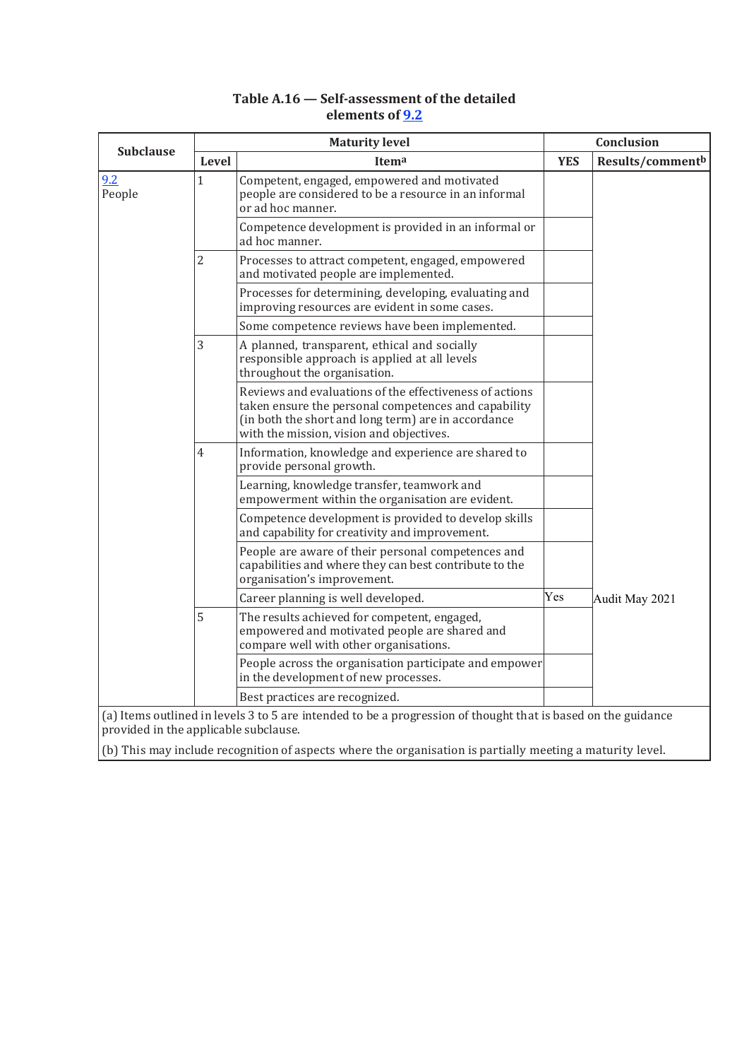**Table A.16 — Self-assessment of the detailed elements of 9.2**

| Subclause | Maturity level | | Conclusion | |
|---|---|---|---|---|
| | Level | Item[a] | YES | Results/comment[b] |
| 9.2 People | 1 | Competent, engaged, empowered and motivated people are considered to be a resource in an informal or ad hoc manner. | | |
| | | Competence development is provided in an informal or ad hoc manner. | | |
| | 2 | Processes to attract competent, engaged, empowered and motivated people are implemented. | | |
| | | Processes for determining, developing, evaluating and improving resources are evident in some cases. | | |
| | | Some competence reviews have been implemented. | | |
| | 3 | A planned, transparent, ethical and socially responsible approach is applied at all levels throughout the organisation. | | |
| | | Reviews and evaluations of the effectiveness of actions taken ensure the personal competences and capability (in both the short and long term) are in accordance with the mission, vision and objectives. | | |
| | 4 | Information, knowledge and experience are shared to provide personal growth. | | |
| | | Learning, knowledge transfer, teamwork and empowerment within the organisation are evident. | | |
| | | Competence development is provided to develop skills and capability for creativity and improvement. | | |
| | | People are aware of their personal competences and capabilities and where they can best contribute to the organisation's improvement. | | |
| | | Career planning is well developed. | Yes | Audit May 2021 |
| | 5 | The results achieved for competent, engaged, empowered and motivated people are shared and compare well with other organisations. | | |
| | | People across the organisation participate and empower in the development of new processes. | | |
| | | Best practices are recognized. | | |

(a) Items outlined in levels 3 to 5 are intended to be a progression of thought that is based on the guidance provided in the applicable subclause.

(b) This may include recognition of aspects where the organisation is partially meeting a maturity level.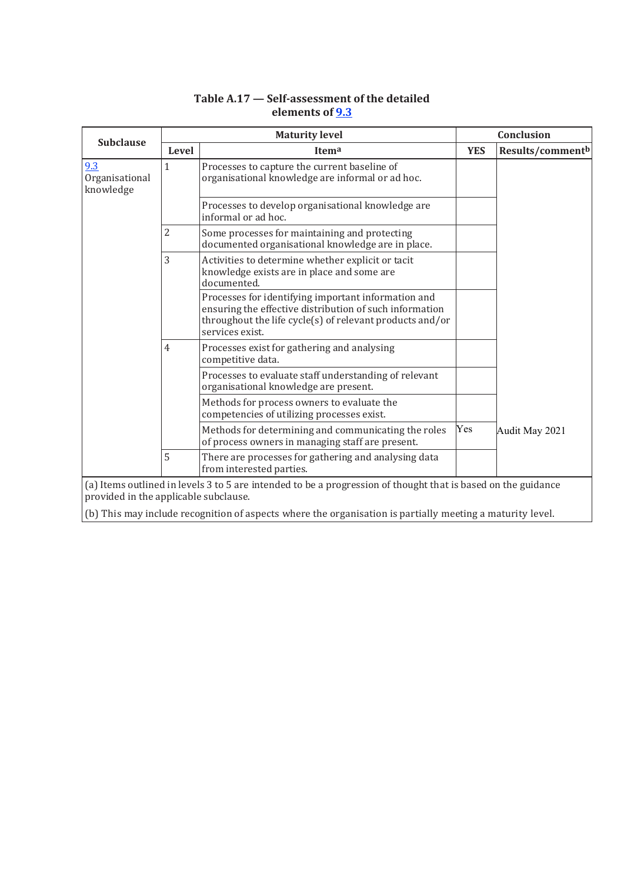**Table A.17 — Self-assessment of the detailed elements of 9.3**

| Subclause | Maturity level | | Conclusion | |
|---|---|---|---|---|
| | Level | Item[a] | YES | Results/comment[b] |
| 9.3 Organisational knowledge | 1 | Processes to capture the current baseline of organisational knowledge are informal or ad hoc. | | |
| | | Processes to develop organisational knowledge are informal or ad hoc. | | |
| | 2 | Some processes for maintaining and protecting documented organisational knowledge are in place. | | |
| | 3 | Activities to determine whether explicit or tacit knowledge exists are in place and some are documented. | | |
| | | Processes for identifying important information and ensuring the effective distribution of such information throughout the life cycle(s) of relevant products and/or services exist. | | |
| | 4 | Processes exist for gathering and analysing competitive data. | | |
| | | Processes to evaluate staff understanding of relevant organisational knowledge are present. | | |
| | | Methods for process owners to evaluate the competencies of utilizing processes exist. | | |
| | | Methods for determining and communicating the roles of process owners in managing staff are present. | Yes | Audit May 2021 |
| | 5 | There are processes for gathering and analysing data from interested parties. | | |

(a) Items outlined in levels 3 to 5 are intended to be a progression of thought that is based on the guidance provided in the applicable subclause.

(b) This may include recognition of aspects where the organisation is partially meeting a maturity level.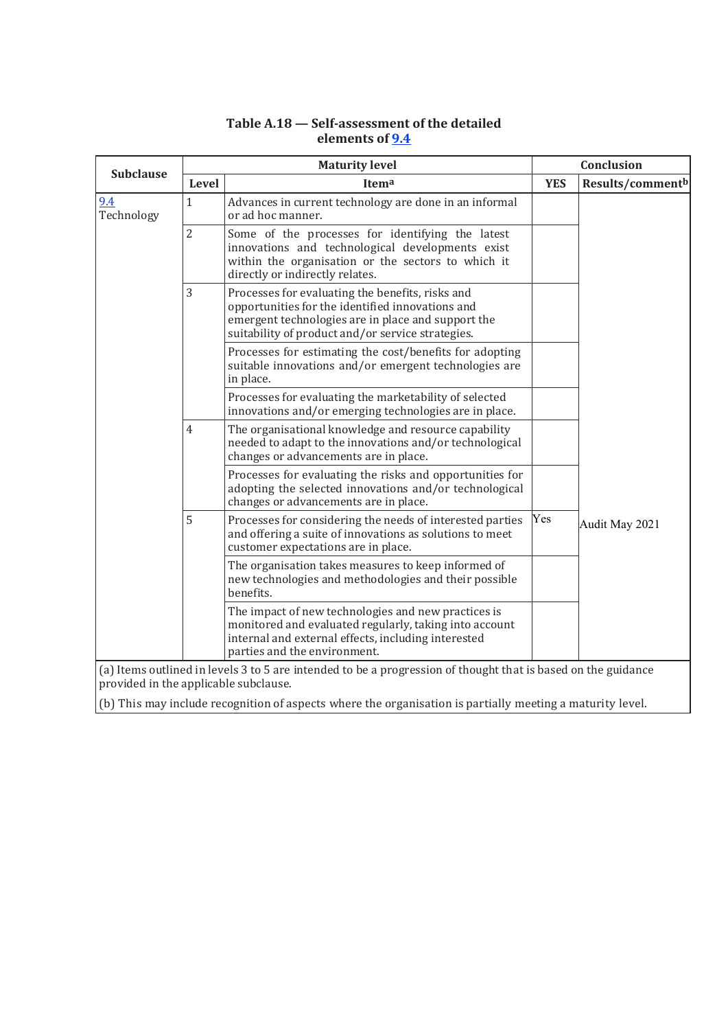**Table A.18 — Self-assessment of the detailed elements of 9.4**

| Subclause | Maturity level | | Conclusion | |
|---|---|---|---|---|
| | Level | Item[a] | YES | Results/comment[b] |
| 9.4 Technology | 1 | Advances in current technology are done in an informal or ad hoc manner. | | Audit May 2021 |
| | 2 | Some of the processes for identifying the latest innovations and technological developments exist within the organisation or the sectors to which it directly or indirectly relates. | | |
| | 3 | Processes for evaluating the benefits, risks and opportunities for the identified innovations and emergent technologies are in place and support the suitability of product and/or service strategies. | | |
| | | Processes for estimating the cost/benefits for adopting suitable innovations and/or emergent technologies are in place. | | |
| | | Processes for evaluating the marketability of selected innovations and/or emerging technologies are in place. | | |
| | 4 | The organisational knowledge and resource capability needed to adapt to the innovations and/or technological changes or advancements are in place. | | |
| | | Processes for evaluating the risks and opportunities for adopting the selected innovations and/or technological changes or advancements are in place. | | |
| | 5 | Processes for considering the needs of interested parties and offering a suite of innovations as solutions to meet customer expectations are in place. | Yes | |
| | | The organisation takes measures to keep informed of new technologies and methodologies and their possible benefits. | | |
| | | The impact of new technologies and new practices is monitored and evaluated regularly, taking into account internal and external effects, including interested parties and the environment. | | |

(a) Items outlined in levels 3 to 5 are intended to be a progression of thought that is based on the guidance provided in the applicable subclause.

(b) This may include recognition of aspects where the organisation is partially meeting a maturity level.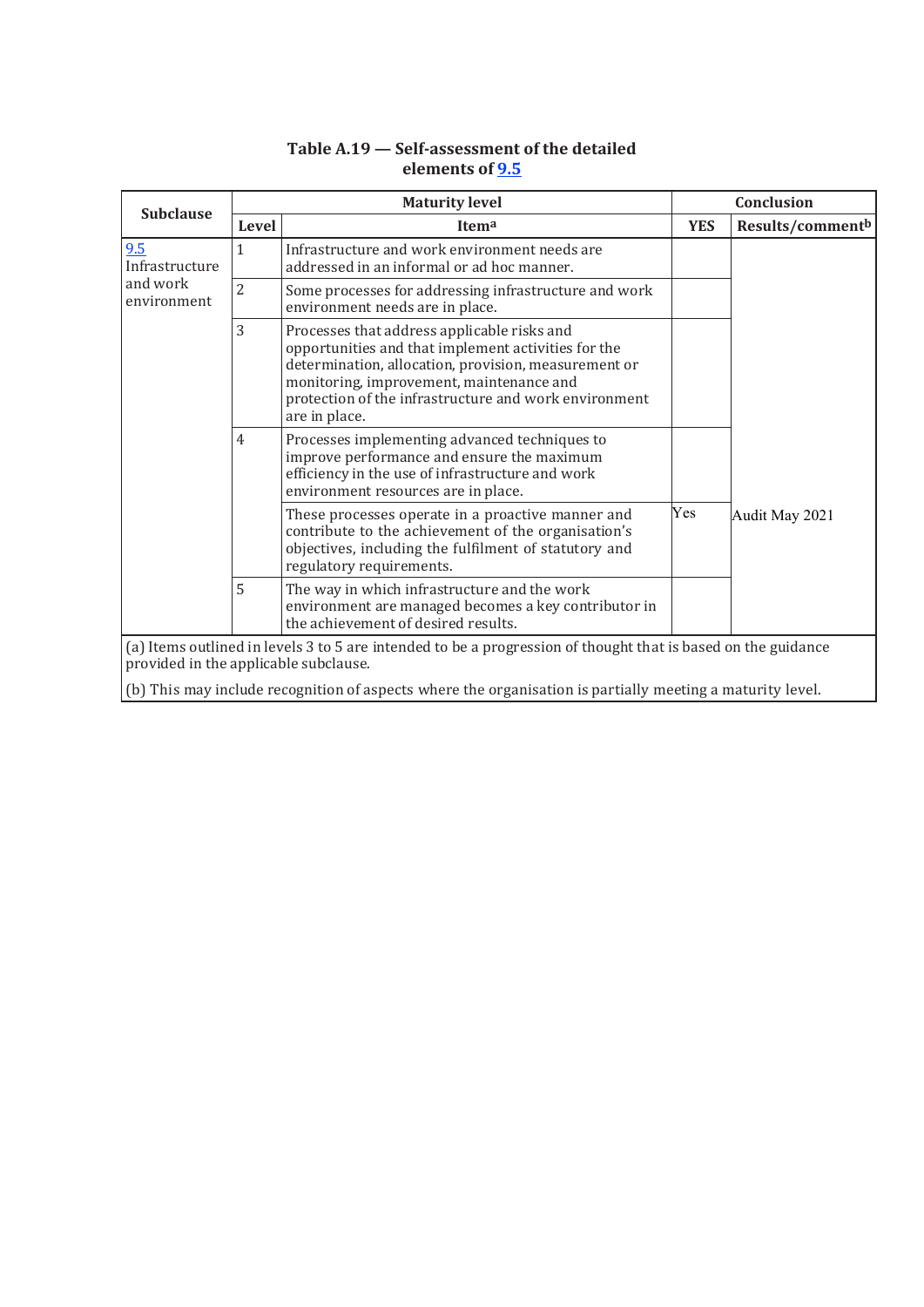**Table A.19 — Self-assessment of the detailed elements of 9.5**

| Subclause | Maturity level | | Conclusion | |
|---|---|---|---|---|
| | Level | Item[a] | YES | Results/comment[b] |
| 9.5 Infrastructure and work environment | 1 | Infrastructure and work environment needs are addressed in an informal or ad hoc manner. | | Audit May 2021 |
| | 2 | Some processes for addressing infrastructure and work environment needs are in place. | | |
| | 3 | Processes that address applicable risks and opportunities and that implement activities for the determination, allocation, provision, measurement or monitoring, improvement, maintenance and protection of the infrastructure and work environment are in place. | | |
| | 4 | Processes implementing advanced techniques to improve performance and ensure the maximum efficiency in the use of infrastructure and work environment resources are in place. | | |
| | | These processes operate in a proactive manner and contribute to the achievement of the organisation's objectives, including the fulfilment of statutory and regulatory requirements. | Yes | |
| | 5 | The way in which infrastructure and the work environment are managed becomes a key contributor in the achievement of desired results. | | |

(a) Items outlined in levels 3 to 5 are intended to be a progression of thought that is based on the guidance provided in the applicable subclause.

(b) This may include recognition of aspects where the organisation is partially meeting a maturity level.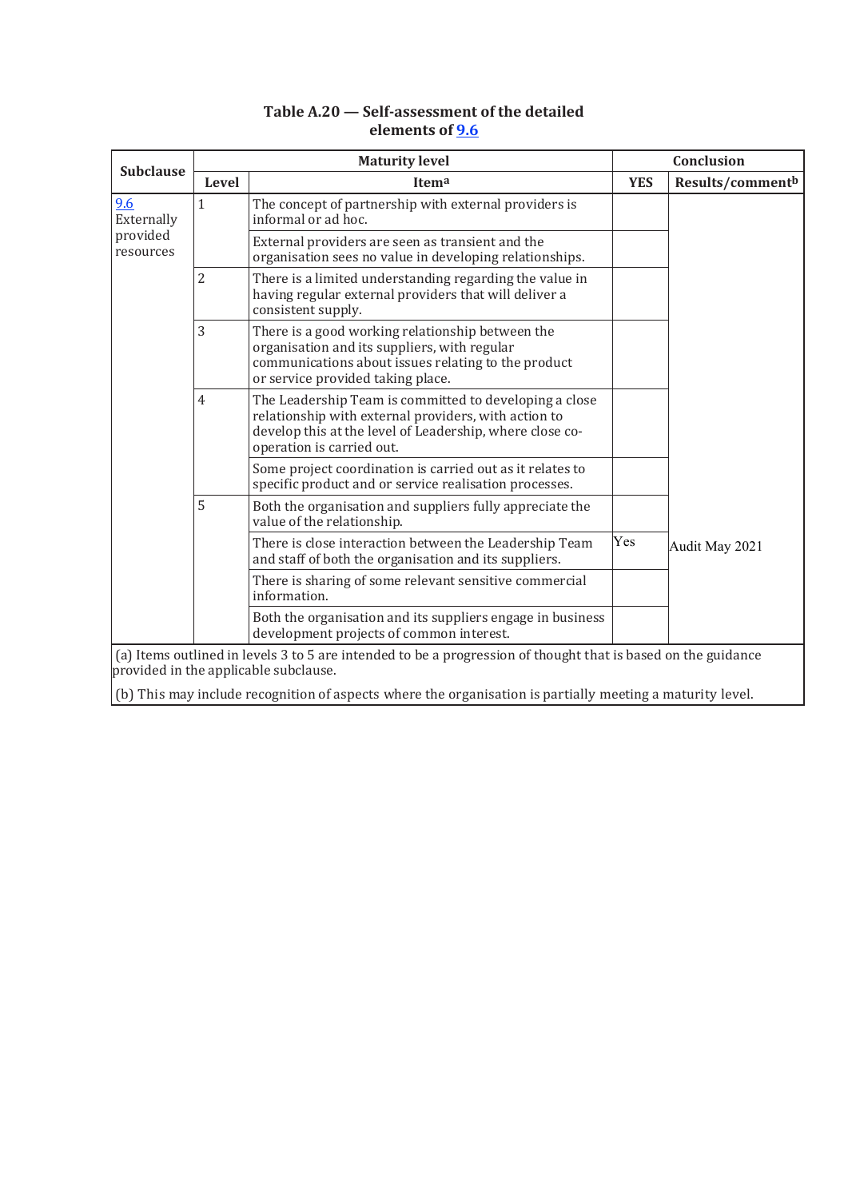**Table A.20 — Self-assessment of the detailed elements of 9.6**

| Subclause | Maturity level | | Conclusion | |
|---|---|---|---|---|
| | Level | Item[a] | YES | Results/comment[b] |
| 9.6 Externally provided resources | 1 | The concept of partnership with external providers is informal or ad hoc. | | |
| | | External providers are seen as transient and the organisation sees no value in developing relationships. | | |
| | 2 | There is a limited understanding regarding the value in having regular external providers that will deliver a consistent supply. | | |
| | 3 | There is a good working relationship between the organisation and its suppliers, with regular communications about issues relating to the product or service provided taking place. | | |
| | 4 | The Leadership Team is committed to developing a close relationship with external providers, with action to develop this at the level of Leadership, where close co-operation is carried out. | | |
| | | Some project coordination is carried out as it relates to specific product and or service realisation processes. | | |
| | 5 | Both the organisation and suppliers fully appreciate the value of the relationship. | | |
| | | There is close interaction between the Leadership Team and staff of both the organisation and its suppliers. | Yes | Audit May 2021 |
| | | There is sharing of some relevant sensitive commercial information. | | |
| | | Both the organisation and its suppliers engage in business development projects of common interest. | | |

(a) Items outlined in levels 3 to 5 are intended to be a progression of thought that is based on the guidance provided in the applicable subclause.

(b) This may include recognition of aspects where the organisation is partially meeting a maturity level.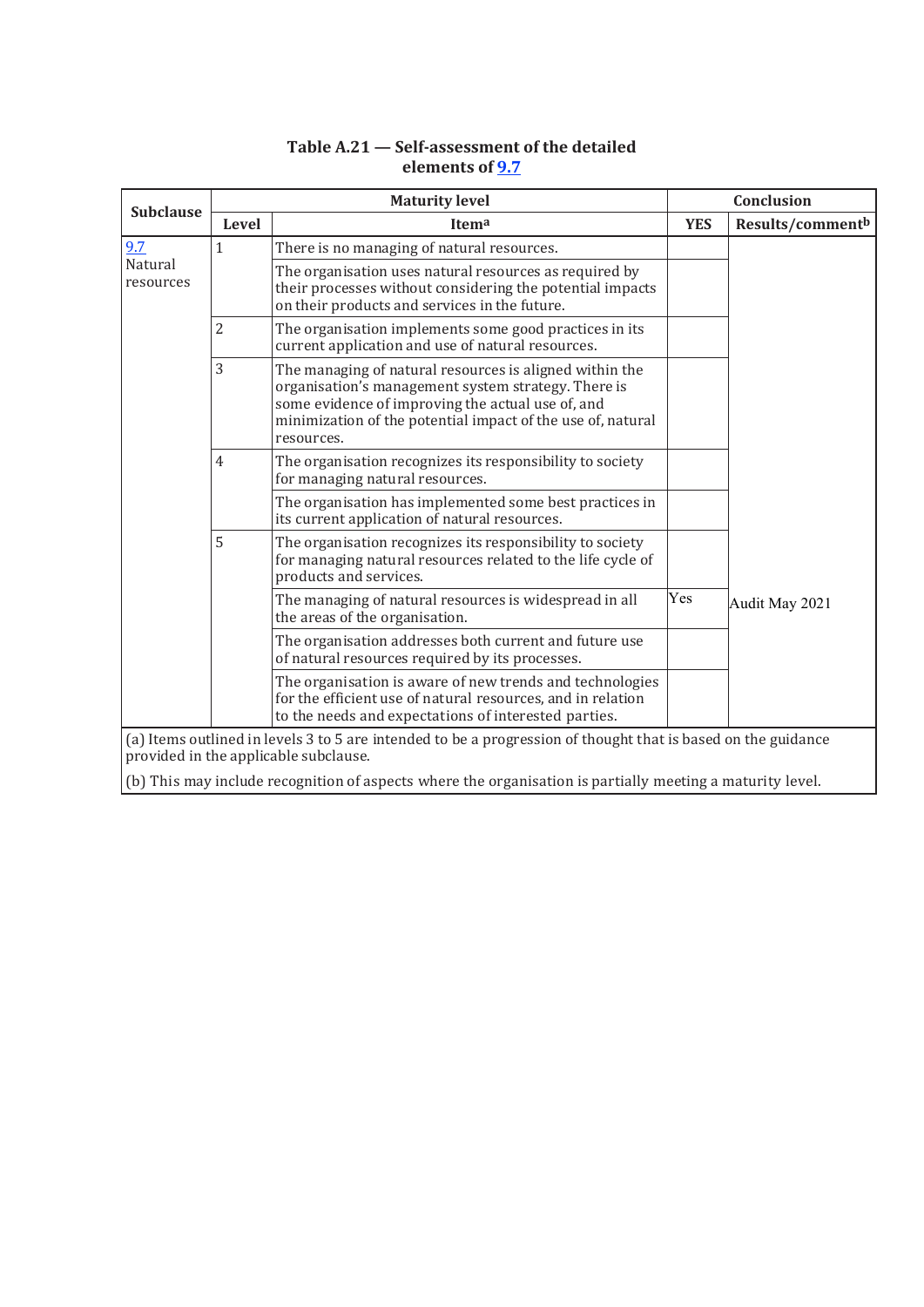**Table A.21 — Self-assessment of the detailed elements of 9.7**

| Subclause | Maturity level | | Conclusion | |
|---|---|---|---|---|
| | Level | Item[a] | YES | Results/comment[b] |
| 9.7 Natural resources | 1 | There is no managing of natural resources. | | |
| | | The organisation uses natural resources as required by their processes without considering the potential impacts on their products and services in the future. | | |
| | 2 | The organisation implements some good practices in its current application and use of natural resources. | | |
| | 3 | The managing of natural resources is aligned within the organisation's management system strategy. There is some evidence of improving the actual use of, and minimization of the potential impact of the use of, natural resources. | | |
| | 4 | The organisation recognizes its responsibility to society for managing natural resources. | | |
| | | The organisation has implemented some best practices in its current application of natural resources. | | |
| | 5 | The organisation recognizes its responsibility to society for managing natural resources related to the life cycle of products and services. | | |
| | | The managing of natural resources is widespread in all the areas of the organisation. | Yes | Audit May 2021 |
| | | The organisation addresses both current and future use of natural resources required by its processes. | | |
| | | The organisation is aware of new trends and technologies for the efficient use of natural resources, and in relation to the needs and expectations of interested parties. | | |

(a) Items outlined in levels 3 to 5 are intended to be a progression of thought that is based on the guidance provided in the applicable subclause.

(b) This may include recognition of aspects where the organisation is partially meeting a maturity level.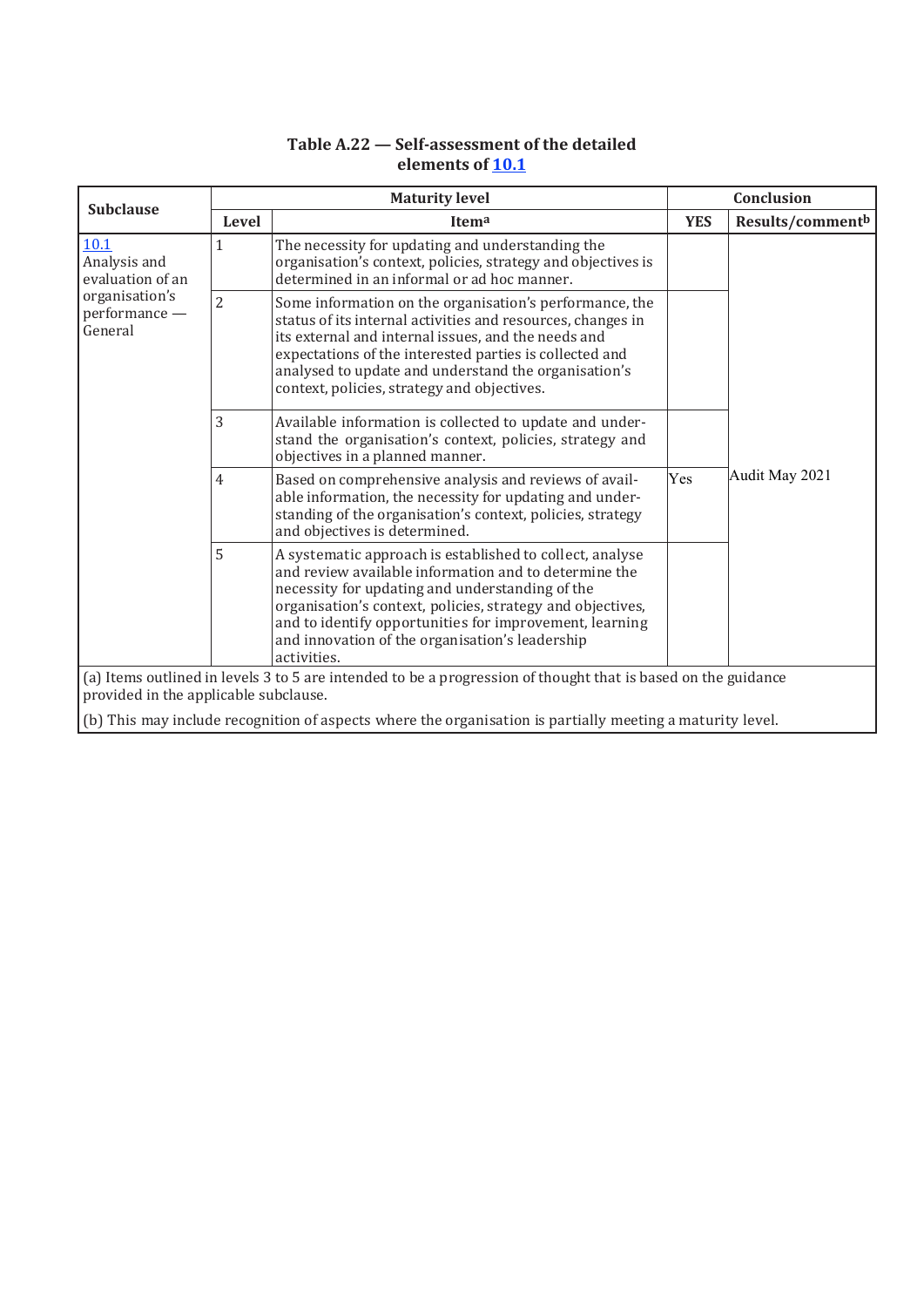**Table A.22 — Self-assessment of the detailed elements of 10.1**

| Subclause | Maturity level | | Conclusion | |
|---|---|---|---|---|
| | Level | Item[a] | YES | Results/comment[b] |
| 10.1 Analysis and evaluation of an organisation's performance — General | 1 | The necessity for updating and understanding the organisation's context, policies, strategy and objectives is determined in an informal or ad hoc manner. | | Audit May 2021 |
| | 2 | Some information on the organisation's performance, the status of its internal activities and resources, changes in its external and internal issues, and the needs and expectations of the interested parties is collected and analysed to update and understand the organisation's context, policies, strategy and objectives. | | |
| | 3 | Available information is collected to update and understand the organisation's context, policies, strategy and objectives in a planned manner. | | |
| | 4 | Based on comprehensive analysis and reviews of available information, the necessity for updating and understanding of the organisation's context, policies, strategy and objectives is determined. | Yes | |
| | 5 | A systematic approach is established to collect, analyse and review available information and to determine the necessity for updating and understanding of the organisation's context, policies, strategy and objectives, and to identify opportunities for improvement, learning and innovation of the organisation's leadership activities. | | |

(a) Items outlined in levels 3 to 5 are intended to be a progression of thought that is based on the guidance provided in the applicable subclause.

(b) This may include recognition of aspects where the organisation is partially meeting a maturity level.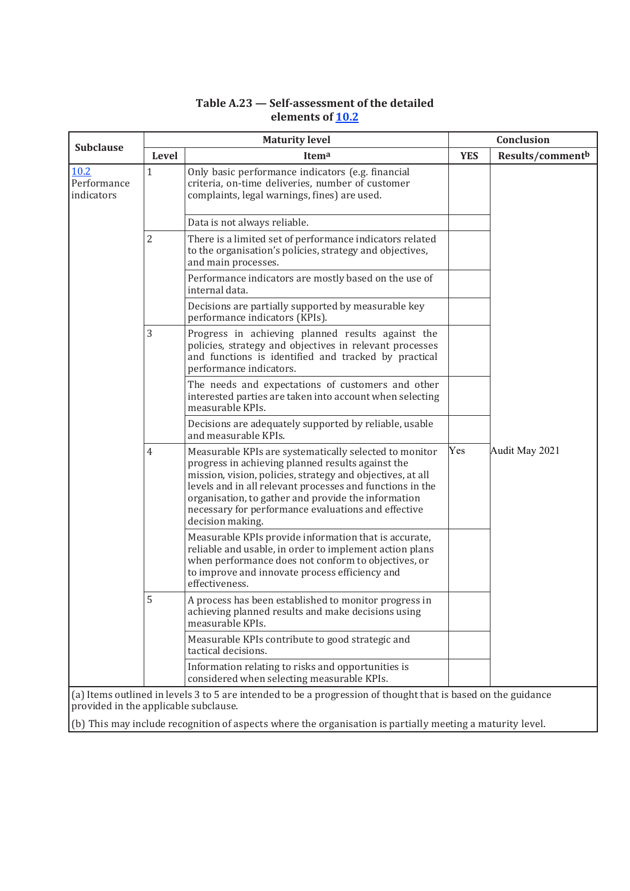**Table A.23 — Self-assessment of the detailed elements of 10.2**

| Subclause | Maturity level | | Conclusion | |
|---|---|---|---|---|
| | Level | Item[a] | YES | Results/comment[b] |
| 10.2 Performance indicators | 1 | Only basic performance indicators (e.g. financial criteria, on-time deliveries, number of customer complaints, legal warnings, fines) are used. | | |
| | | Data is not always reliable. | | |
| | 2 | There is a limited set of performance indicators related to the organisation's policies, strategy and objectives, and main processes. | | |
| | | Performance indicators are mostly based on the use of internal data. | | |
| | | Decisions are partially supported by measurable key performance indicators (KPIs). | | |
| | 3 | Progress in achieving planned results against the policies, strategy and objectives in relevant processes and functions is identified and tracked by practical performance indicators. | | |
| | | The needs and expectations of customers and other interested parties are taken into account when selecting measurable KPIs. | | |
| | | Decisions are adequately supported by reliable, usable and measurable KPIs. | | |
| | 4 | Measurable KPIs are systematically selected to monitor progress in achieving planned results against the mission, vision, policies, strategy and objectives, at all levels and in all relevant processes and functions in the organisation, to gather and provide the information necessary for performance evaluations and effective decision making. | Yes | Audit May 2021 |
| | | Measurable KPIs provide information that is accurate, reliable and usable, in order to implement action plans when performance does not conform to objectives, or to improve and innovate process efficiency and effectiveness. | | |
| | 5 | A process has been established to monitor progress in achieving planned results and make decisions using measurable KPIs. | | |
| | | Measurable KPIs contribute to good strategic and tactical decisions. | | |
| | | Information relating to risks and opportunities is considered when selecting measurable KPIs. | | |

(a) Items outlined in levels 3 to 5 are intended to be a progression of thought that is based on the guidance provided in the applicable subclause.

(b) This may include recognition of aspects where the organisation is partially meeting a maturity level.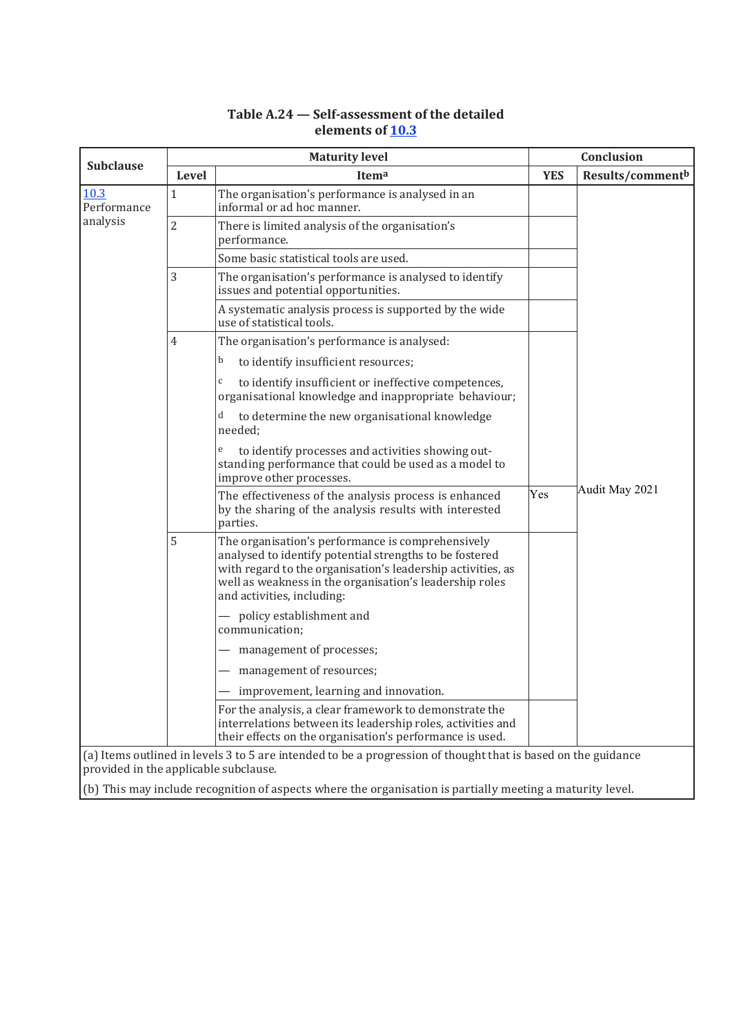**Table A.24 — Self-assessment of the detailed elements of 10.3**

| Subclause | Maturity level | | Conclusion | |
|---|---|---|---|---|
| | Level | Item[a] | YES | Results/comment[b] |
| 10.3 Performance analysis | 1 | The organisation's performance is analysed in an informal or ad hoc manner. | | Audit May 2021 |
| | 2 | There is limited analysis of the organisation's performance. | | |
| | | Some basic statistical tools are used. | | |
| | 3 | The organisation's performance is analysed to identify issues and potential opportunities. | | |
| | | A systematic analysis process is supported by the wide use of statistical tools. | | |
| | 4 | The organisation's performance is analysed: [b] to identify insufficient resources; [c] to identify insufficient or ineffective competences, organisational knowledge and inappropriate behaviour; [d] to determine the new organisational knowledge needed; [e] to identify processes and activities showing outstanding performance that could be used as a model to improve other processes. | | |
| | | The effectiveness of the analysis process is enhanced by the sharing of the analysis results with interested parties. | Yes | |
| | 5 | The organisation's performance is comprehensively analysed to identify potential strengths to be fostered with regard to the organisation's leadership activities, as well as weakness in the organisation's leadership roles and activities, including: — policy establishment and communication; — management of processes; — management of resources; — improvement, learning and innovation. | | |
| | | For the analysis, a clear framework to demonstrate the interrelations between its leadership roles, activities and their effects on the organisation's performance is used. | | |

(a) Items outlined in levels 3 to 5 are intended to be a progression of thought that is based on the guidance provided in the applicable subclause.

(b) This may include recognition of aspects where the organisation is partially meeting a maturity level.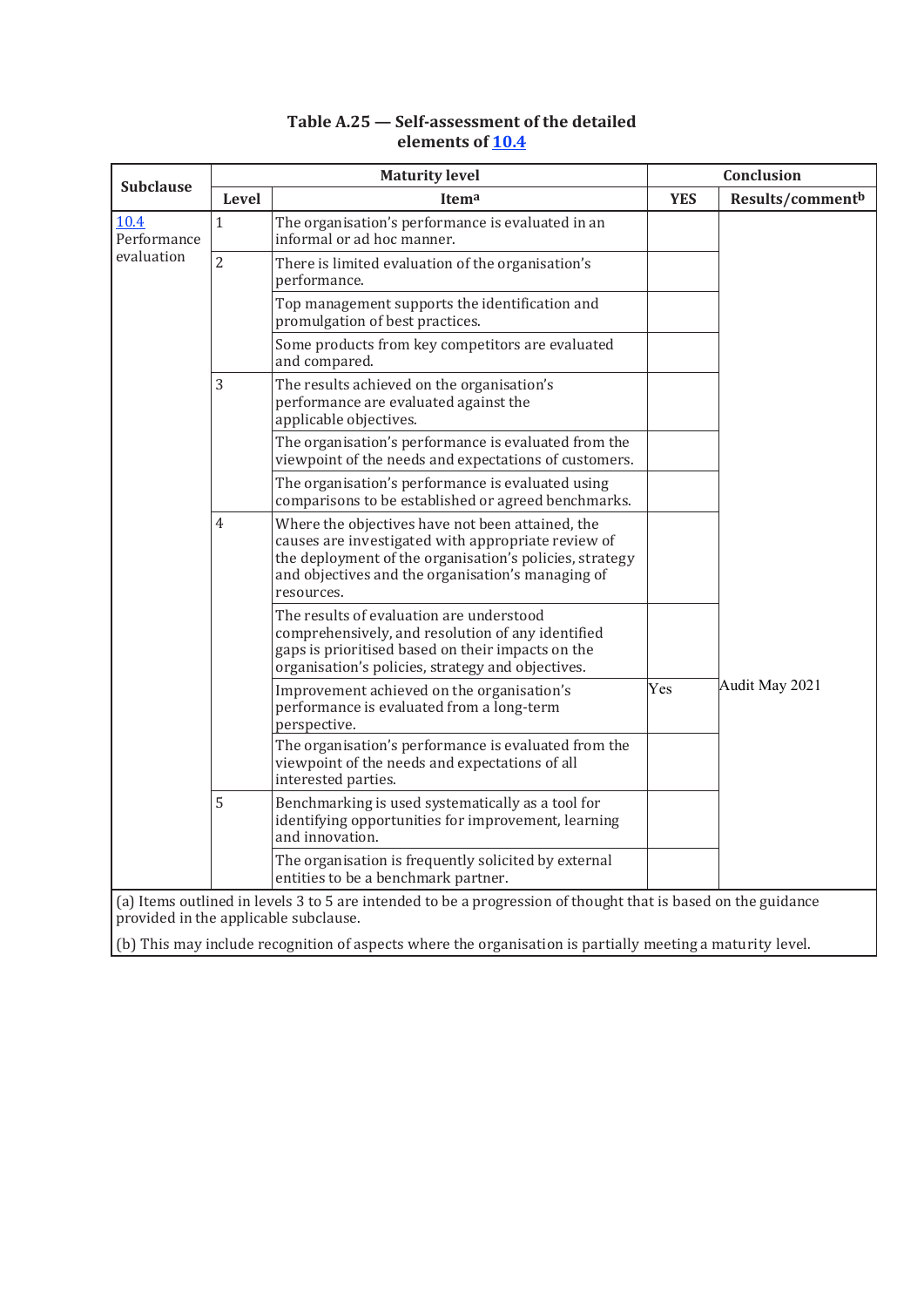**Table A.25 — Self-assessment of the detailed elements of 10.4**

| Subclause | Maturity level | | Conclusion | |
|---|---|---|---|---|
| | Level | Item[a] | YES | Results/comment[b] |
| 10.4 Performance evaluation | 1 | The organisation's performance is evaluated in an informal or ad hoc manner. | | |
| | 2 | There is limited evaluation of the organisation's performance. | | |
| | | Top management supports the identification and promulgation of best practices. | | |
| | | Some products from key competitors are evaluated and compared. | | |
| | 3 | The results achieved on the organisation's performance are evaluated against the applicable objectives. | | |
| | | The organisation's performance is evaluated from the viewpoint of the needs and expectations of customers. | | |
| | | The organisation's performance is evaluated using comparisons to be established or agreed benchmarks. | | |
| | 4 | Where the objectives have not been attained, the causes are investigated with appropriate review of the deployment of the organisation's policies, strategy and objectives and the organisation's managing of resources. | | |
| | | The results of evaluation are understood comprehensively, and resolution of any identified gaps is prioritised based on their impacts on the organisation's policies, strategy and objectives. | | |
| | | Improvement achieved on the organisation's performance is evaluated from a long-term perspective. | Yes | Audit May 2021 |
| | | The organisation's performance is evaluated from the viewpoint of the needs and expectations of all interested parties. | | |
| | 5 | Benchmarking is used systematically as a tool for identifying opportunities for improvement, learning and innovation. | | |
| | | The organisation is frequently solicited by external entities to be a benchmark partner. | | |

(a) Items outlined in levels 3 to 5 are intended to be a progression of thought that is based on the guidance provided in the applicable subclause.

(b) This may include recognition of aspects where the organisation is partially meeting a maturity level.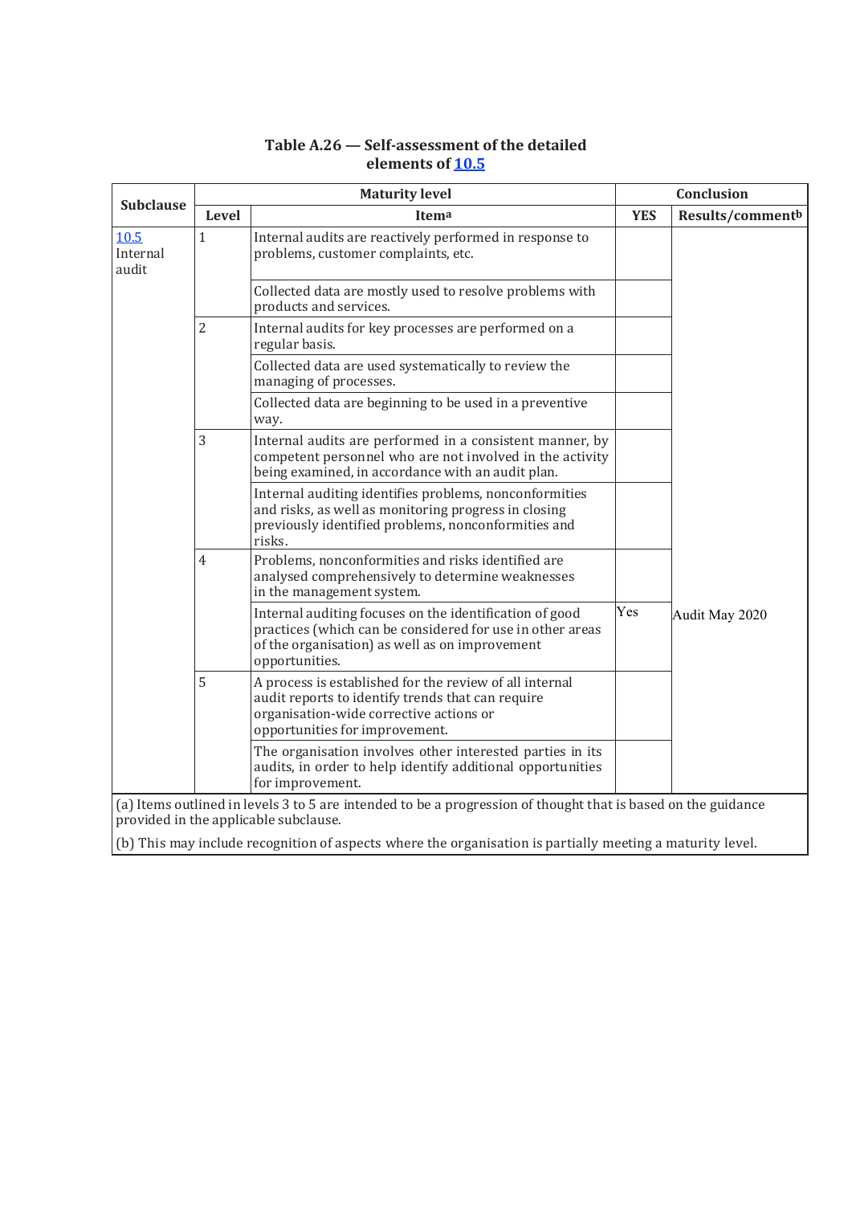**Table A.26 — Self-assessment of the detailed elements of 10.5**

| Subclause | Maturity level | | Conclusion | |
|---|---|---|---|---|
| | Level | Item[a] | YES | Results/comment[b] |
| 10.5 Internal audit | 1 | Internal audits are reactively performed in response to problems, customer complaints, etc. | | |
| | | Collected data are mostly used to resolve problems with products and services. | | |
| | 2 | Internal audits for key processes are performed on a regular basis. | | |
| | | Collected data are used systematically to review the managing of processes. | | |
| | | Collected data are beginning to be used in a preventive way. | | |
| | 3 | Internal audits are performed in a consistent manner, by competent personnel who are not involved in the activity being examined, in accordance with an audit plan. | | |
| | | Internal auditing identifies problems, nonconformities and risks, as well as monitoring progress in closing previously identified problems, nonconformities and risks. | | |
| | 4 | Problems, nonconformities and risks identified are analysed comprehensively to determine weaknesses in the management system. | | |
| | | Internal auditing focuses on the identification of good practices (which can be considered for use in other areas of the organisation) as well as on improvement opportunities. | Yes | Audit May 2020 |
| | 5 | A process is established for the review of all internal audit reports to identify trends that can require organisation-wide corrective actions or opportunities for improvement. | | |
| | | The organisation involves other interested parties in its audits, in order to help identify additional opportunities for improvement. | | |

(a) Items outlined in levels 3 to 5 are intended to be a progression of thought that is based on the guidance provided in the applicable subclause.

(b) This may include recognition of aspects where the organisation is partially meeting a maturity level.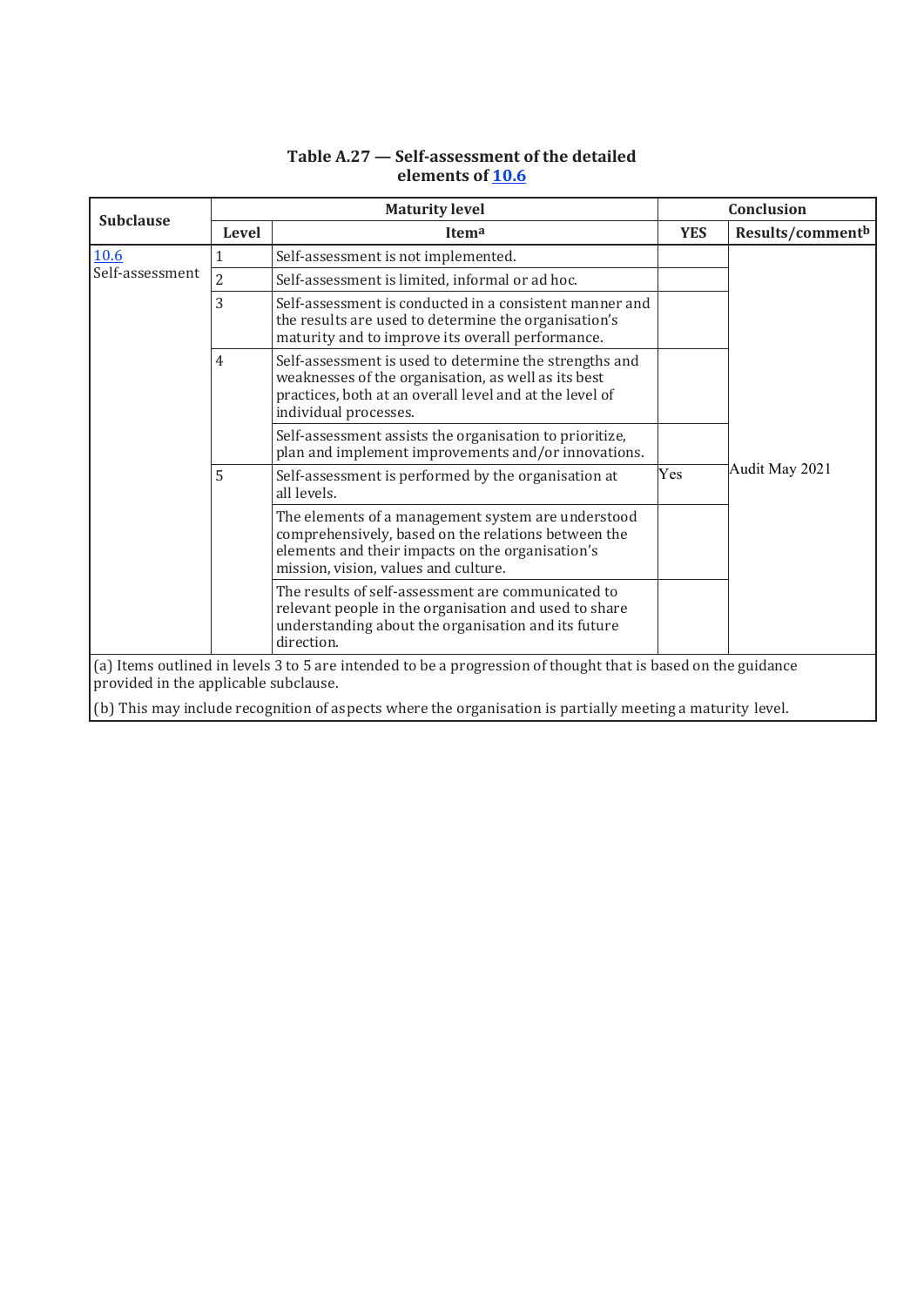**Table A.27 — Self-assessment of the detailed elements of 10.6**

| Subclause | Maturity level | | Conclusion | |
|---|---|---|---|---|
| | Level | Item[a] | YES | Results/comment[b] |
| 10.6 Self-assessment | 1 | Self-assessment is not implemented. | | Audit May 2021 |
| | 2 | Self-assessment is limited, informal or ad hoc. | | |
| | 3 | Self-assessment is conducted in a consistent manner and the results are used to determine the organisation's maturity and to improve its overall performance. | | |
| | 4 | Self-assessment is used to determine the strengths and weaknesses of the organisation, as well as its best practices, both at an overall level and at the level of individual processes. | | |
| | | Self-assessment assists the organisation to prioritize, plan and implement improvements and/or innovations. | | |
| | 5 | Self-assessment is performed by the organisation at all levels. | Yes | |
| | | The elements of a management system are understood comprehensively, based on the relations between the elements and their impacts on the organisation's mission, vision, values and culture. | | |
| | | The results of self-assessment are communicated to relevant people in the organisation and used to share understanding about the organisation and its future direction. | | |

(a) Items outlined in levels 3 to 5 are intended to be a progression of thought that is based on the guidance provided in the applicable subclause.

(b) This may include recognition of aspects where the organisation is partially meeting a maturity level.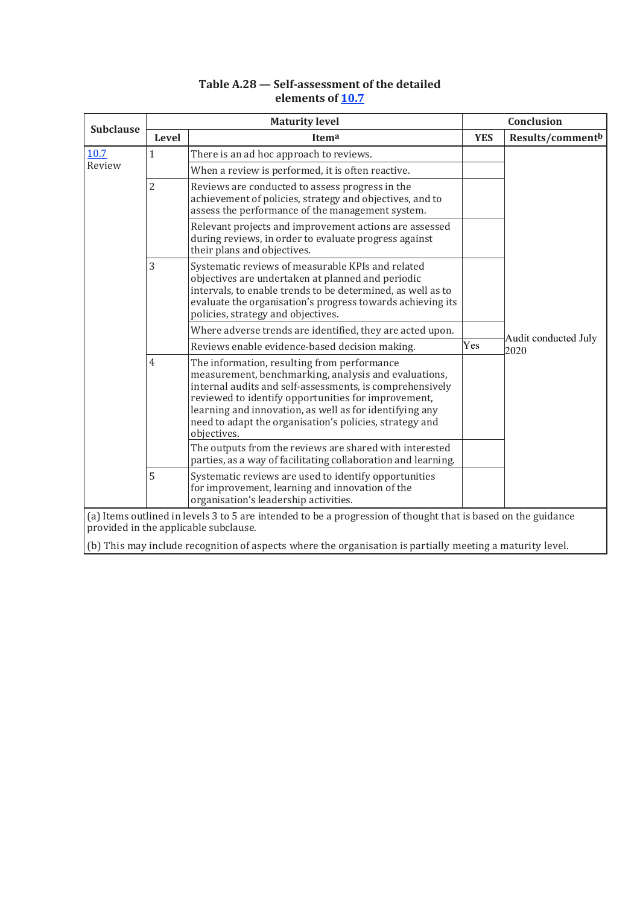**Table A.28 — Self-assessment of the detailed elements of 10.7**

| Subclause | Maturity level | | Conclusion | |
|---|---|---|---|---|
| | Level | Item[a] | YES | Results/comment[b] |
| 10.7 Review | 1 | There is an ad hoc approach to reviews. | | Audit conducted July 2020 |
| | | When a review is performed, it is often reactive. | | |
| | 2 | Reviews are conducted to assess progress in the achievement of policies, strategy and objectives, and to assess the performance of the management system. | | |
| | | Relevant projects and improvement actions are assessed during reviews, in order to evaluate progress against their plans and objectives. | | |
| | 3 | Systematic reviews of measurable KPIs and related objectives are undertaken at planned and periodic intervals, to enable trends to be determined, as well as to evaluate the organisation's progress towards achieving its policies, strategy and objectives. | | |
| | | Where adverse trends are identified, they are acted upon. | | |
| | | Reviews enable evidence-based decision making. | Yes | |
| | 4 | The information, resulting from performance measurement, benchmarking, analysis and evaluations, internal audits and self-assessments, is comprehensively reviewed to identify opportunities for improvement, learning and innovation, as well as for identifying any need to adapt the organisation's policies, strategy and objectives. | | |
| | | The outputs from the reviews are shared with interested parties, as a way of facilitating collaboration and learning. | | |
| | 5 | Systematic reviews are used to identify opportunities for improvement, learning and innovation of the organisation's leadership activities. | | |

(a) Items outlined in levels 3 to 5 are intended to be a progression of thought that is based on the guidance provided in the applicable subclause.

(b) This may include recognition of aspects where the organisation is partially meeting a maturity level.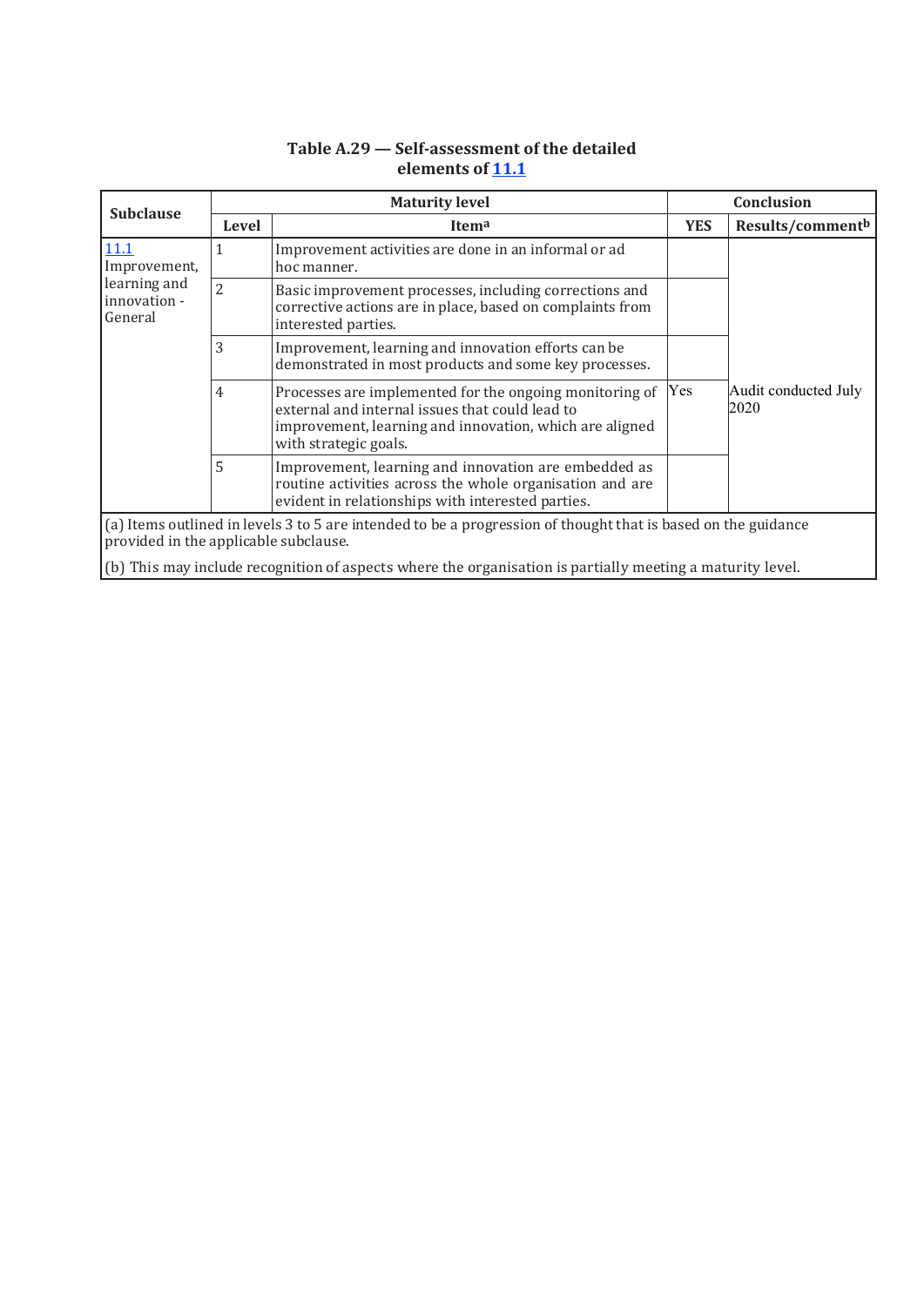**Table A.29 — Self-assessment of the detailed elements of 11.1**

| Subclause | Maturity level | | Conclusion | |
|---|---|---|---|---|
| | Level | Item[a] | YES | Results/comment[b] |
| 11.1 Improvement, learning and innovation - General | 1 | Improvement activities are done in an informal or ad hoc manner. | | |
| | 2 | Basic improvement processes, including corrections and corrective actions are in place, based on complaints from interested parties. | | |
| | 3 | Improvement, learning and innovation efforts can be demonstrated in most products and some key processes. | | |
| | 4 | Processes are implemented for the ongoing monitoring of external and internal issues that could lead to improvement, learning and innovation, which are aligned with strategic goals. | Yes | Audit conducted July 2020 |
| | 5 | Improvement, learning and innovation are embedded as routine activities across the whole organisation and are evident in relationships with interested parties. | | |

(a) Items outlined in levels 3 to 5 are intended to be a progression of thought that is based on the guidance provided in the applicable subclause.

(b) This may include recognition of aspects where the organisation is partially meeting a maturity level.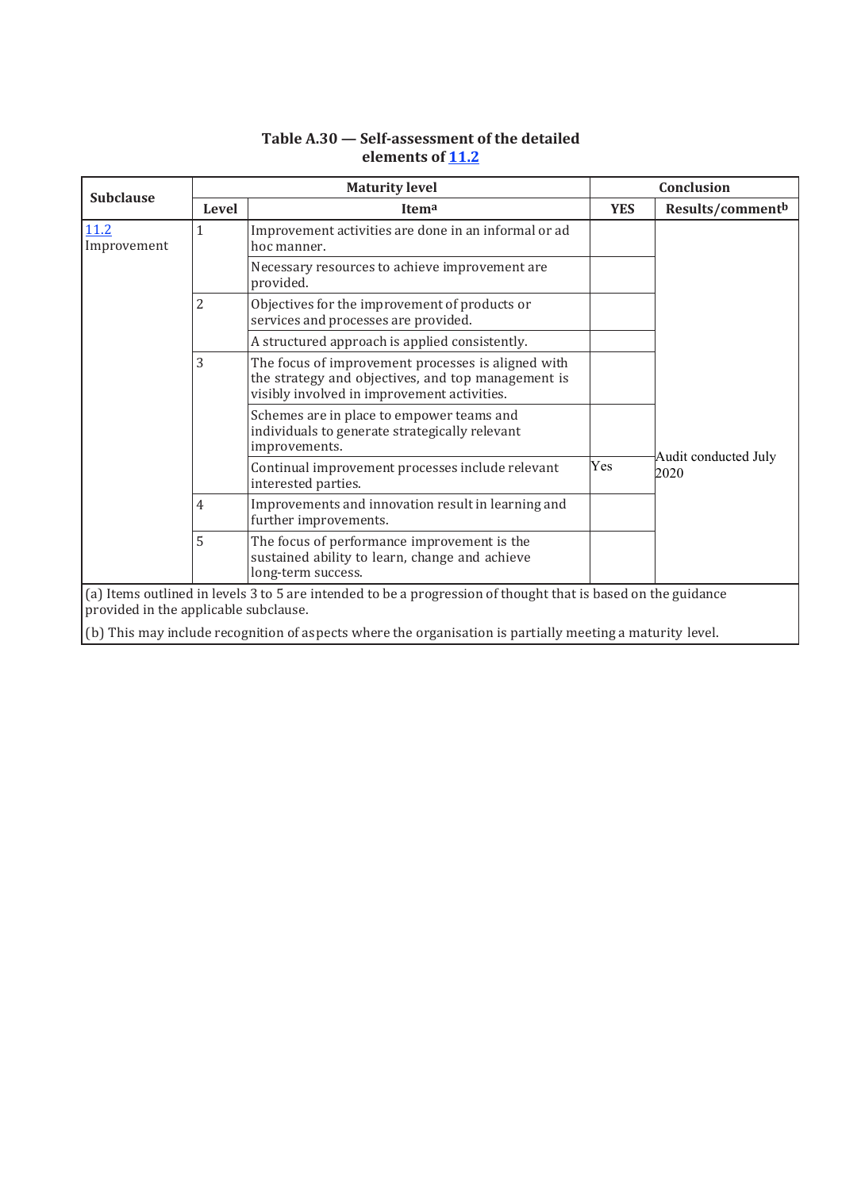**Table A.30 — Self-assessment of the detailed elements of 11.2**

| Subclause | Maturity level | | Conclusion | |
|---|---|---|---|---|
| | Level | Item[a] | YES | Results/comment[b] |
| 11.2 Improvement | 1 | Improvement activities are done in an informal or ad hoc manner. | | Audit conducted July 2020 |
| | | Necessary resources to achieve improvement are provided. | | |
| | 2 | Objectives for the improvement of products or services and processes are provided. | | |
| | | A structured approach is applied consistently. | | |
| | 3 | The focus of improvement processes is aligned with the strategy and objectives, and top management is visibly involved in improvement activities. | | |
| | | Schemes are in place to empower teams and individuals to generate strategically relevant improvements. | | |
| | | Continual improvement processes include relevant interested parties. | Yes | |
| | 4 | Improvements and innovation result in learning and further improvements. | | |
| | 5 | The focus of performance improvement is the sustained ability to learn, change and achieve long-term success. | | |

(a) Items outlined in levels 3 to 5 are intended to be a progression of thought that is based on the guidance provided in the applicable subclause.

(b) This may include recognition of aspects where the organisation is partially meeting a maturity level.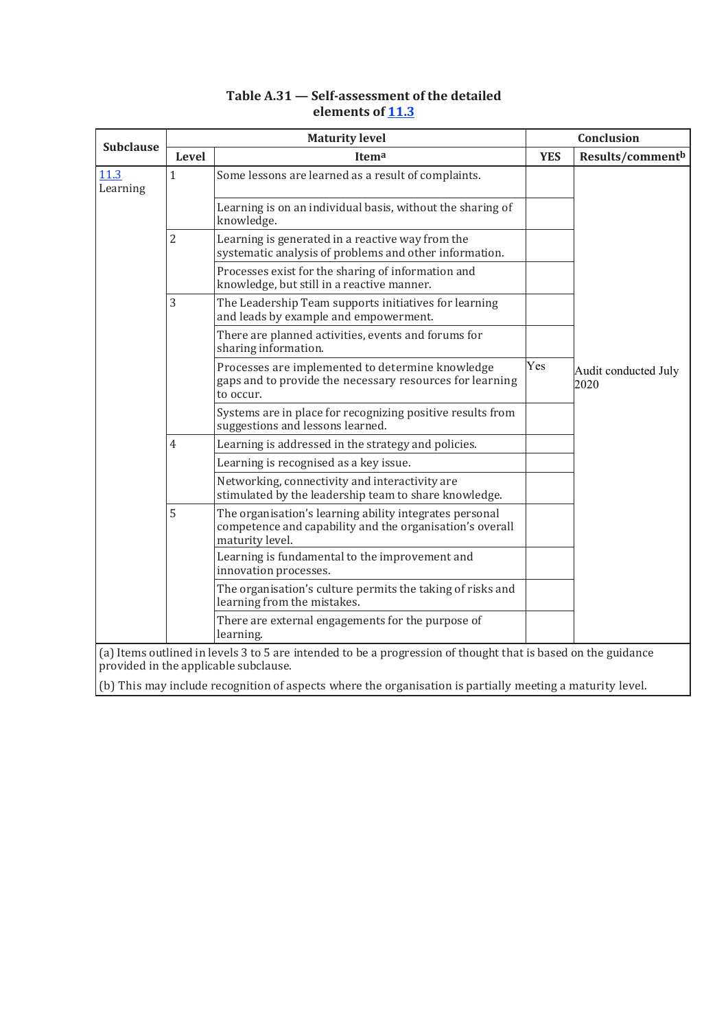**Table A.31 — Self-assessment of the detailed elements of 11.3**

| Subclause | Maturity level | | Conclusion | |
|---|---|---|---|---|
| | Level | Item[a] | YES | Results/comment[b] |
| 11.3 Learning | 1 | Some lessons are learned as a result of complaints. | | Audit conducted July 2020 |
| | | Learning is on an individual basis, without the sharing of knowledge. | | |
| | 2 | Learning is generated in a reactive way from the systematic analysis of problems and other information. | | |
| | | Processes exist for the sharing of information and knowledge, but still in a reactive manner. | | |
| | 3 | The Leadership Team supports initiatives for learning and leads by example and empowerment. | | |
| | | There are planned activities, events and forums for sharing information. | | |
| | | Processes are implemented to determine knowledge gaps and to provide the necessary resources for learning to occur. | Yes | |
| | | Systems are in place for recognizing positive results from suggestions and lessons learned. | | |
| | 4 | Learning is addressed in the strategy and policies. | | |
| | | Learning is recognised as a key issue. | | |
| | | Networking, connectivity and interactivity are stimulated by the leadership team to share knowledge. | | |
| | 5 | The organisation's learning ability integrates personal competence and capability and the organisation's overall maturity level. | | |
| | | Learning is fundamental to the improvement and innovation processes. | | |
| | | The organisation's culture permits the taking of risks and learning from the mistakes. | | |
| | | There are external engagements for the purpose of learning. | | |

(a) Items outlined in levels 3 to 5 are intended to be a progression of thought that is based on the guidance provided in the applicable subclause.

(b) This may include recognition of aspects where the organisation is partially meeting a maturity level.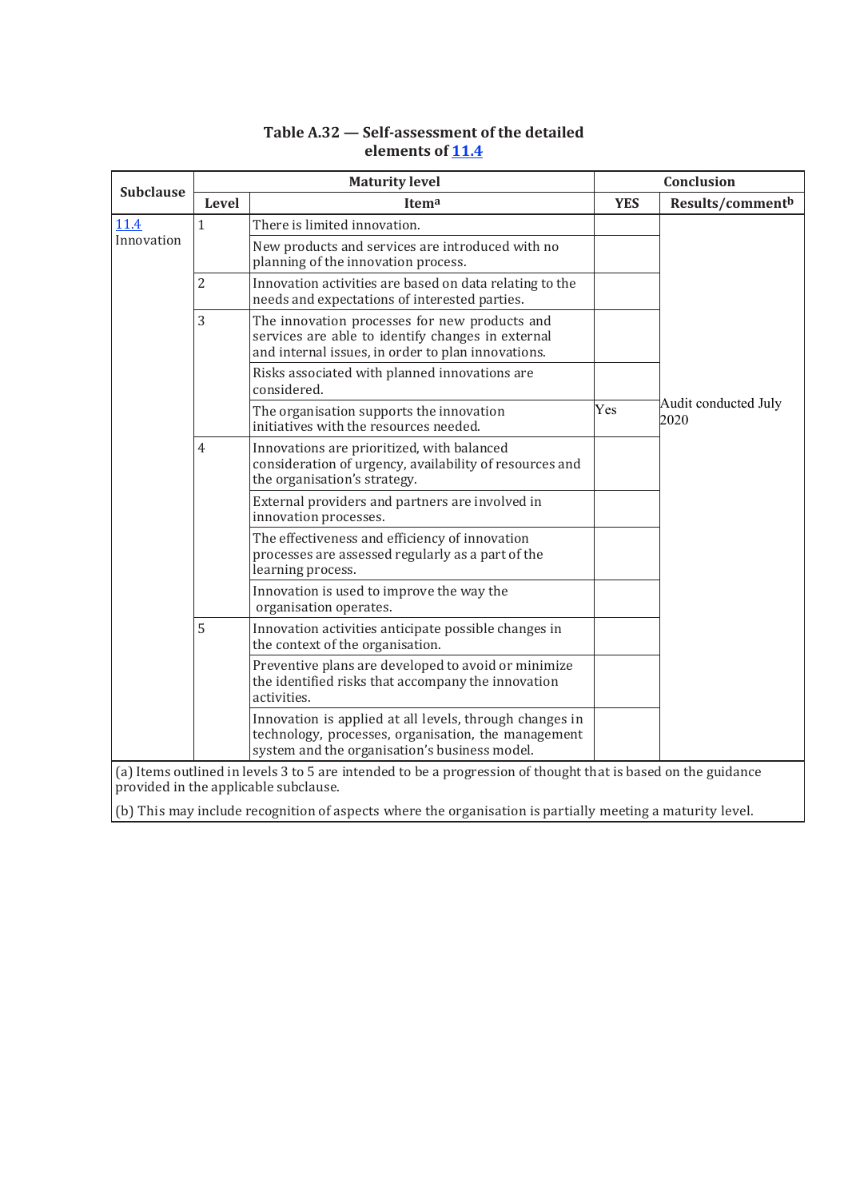**Table A.32 — Self-assessment of the detailed elements of 11.4**

| Subclause | Maturity level | | Conclusion | |
|---|---|---|---|---|
| | Level | Item[a] | YES | Results/comment[b] |
| 11.4 Innovation | 1 | There is limited innovation. | | Audit conducted July 2020 |
| | | New products and services are introduced with no planning of the innovation process. | | |
| | 2 | Innovation activities are based on data relating to the needs and expectations of interested parties. | | |
| | 3 | The innovation processes for new products and services are able to identify changes in external and internal issues, in order to plan innovations. | | |
| | | Risks associated with planned innovations are considered. | | |
| | | The organisation supports the innovation initiatives with the resources needed. | Yes | |
| | 4 | Innovations are prioritized, with balanced consideration of urgency, availability of resources and the organisation's strategy. | | |
| | | External providers and partners are involved in innovation processes. | | |
| | | The effectiveness and efficiency of innovation processes are assessed regularly as a part of the learning process. | | |
| | | Innovation is used to improve the way the organisation operates. | | |
| | 5 | Innovation activities anticipate possible changes in the context of the organisation. | | |
| | | Preventive plans are developed to avoid or minimize the identified risks that accompany the innovation activities. | | |
| | | Innovation is applied at all levels, through changes in technology, processes, organisation, the management system and the organisation's business model. | | |

(a) Items outlined in levels 3 to 5 are intended to be a progression of thought that is based on the guidance provided in the applicable subclause.

(b) This may include recognition of aspects where the organisation is partially meeting a maturity level.